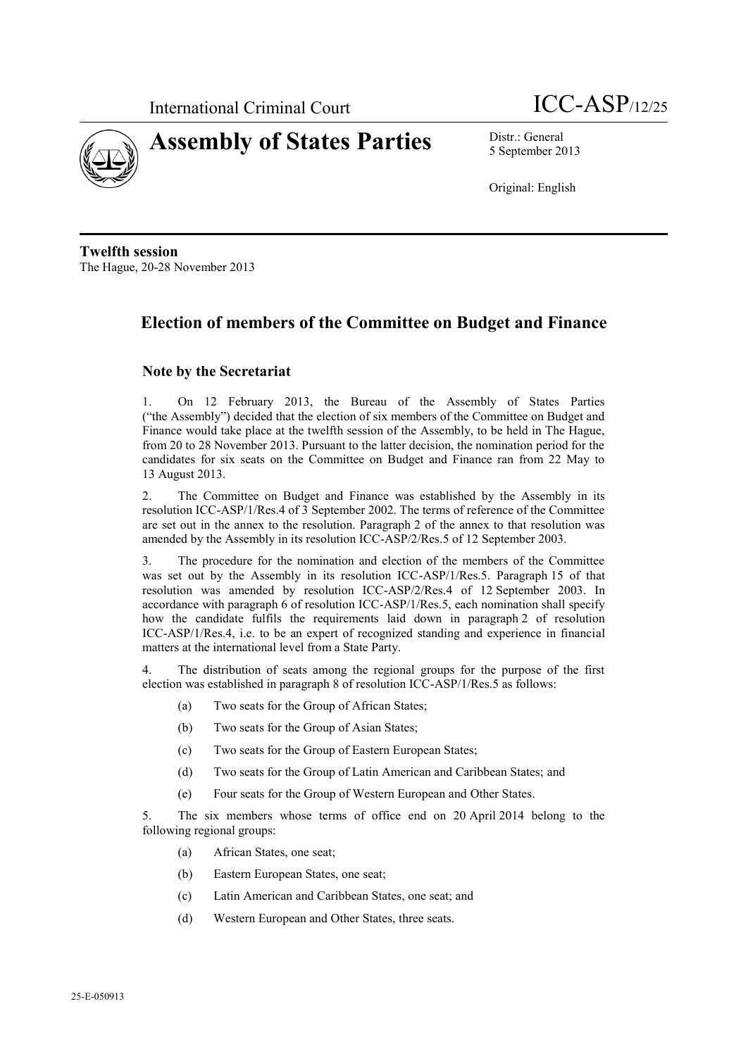International Criminal Court ICC-ASP/12/25

# Assembly of States Parties

Distr.: General
5 September 2013

Original: English

**Twelfth session**
The Hague, 20-28 November 2013

## Election of members of the Committee on Budget and Finance

### Note by the Secretariat

1. On 12 February 2013, the Bureau of the Assembly of States Parties ("the Assembly") decided that the election of six members of the Committee on Budget and Finance would take place at the twelfth session of the Assembly, to be held in The Hague, from 20 to 28 November 2013. Pursuant to the latter decision, the nomination period for the candidates for six seats on the Committee on Budget and Finance ran from 22 May to 13 August 2013.

2. The Committee on Budget and Finance was established by the Assembly in its resolution ICC-ASP/1/Res.4 of 3 September 2002. The terms of reference of the Committee are set out in the annex to the resolution. Paragraph 2 of the annex to that resolution was amended by the Assembly in its resolution ICC-ASP/2/Res.5 of 12 September 2003.

3. The procedure for the nomination and election of the members of the Committee was set out by the Assembly in its resolution ICC-ASP/1/Res.5. Paragraph 15 of that resolution was amended by resolution ICC-ASP/2/Res.4 of 12 September 2003. In accordance with paragraph 6 of resolution ICC-ASP/1/Res.5, each nomination shall specify how the candidate fulfils the requirements laid down in paragraph 2 of resolution ICC-ASP/1/Res.4, i.e. to be an expert of recognized standing and experience in financial matters at the international level from a State Party.

4. The distribution of seats among the regional groups for the purpose of the first election was established in paragraph 8 of resolution ICC-ASP/1/Res.5 as follows:

(a) Two seats for the Group of African States;

(b) Two seats for the Group of Asian States;

(c) Two seats for the Group of Eastern European States;

(d) Two seats for the Group of Latin American and Caribbean States; and

(e) Four seats for the Group of Western European and Other States.

5. The six members whose terms of office end on 20 April 2014 belong to the following regional groups:

(a) African States, one seat;

(b) Eastern European States, one seat;

(c) Latin American and Caribbean States, one seat; and

(d) Western European and Other States, three seats.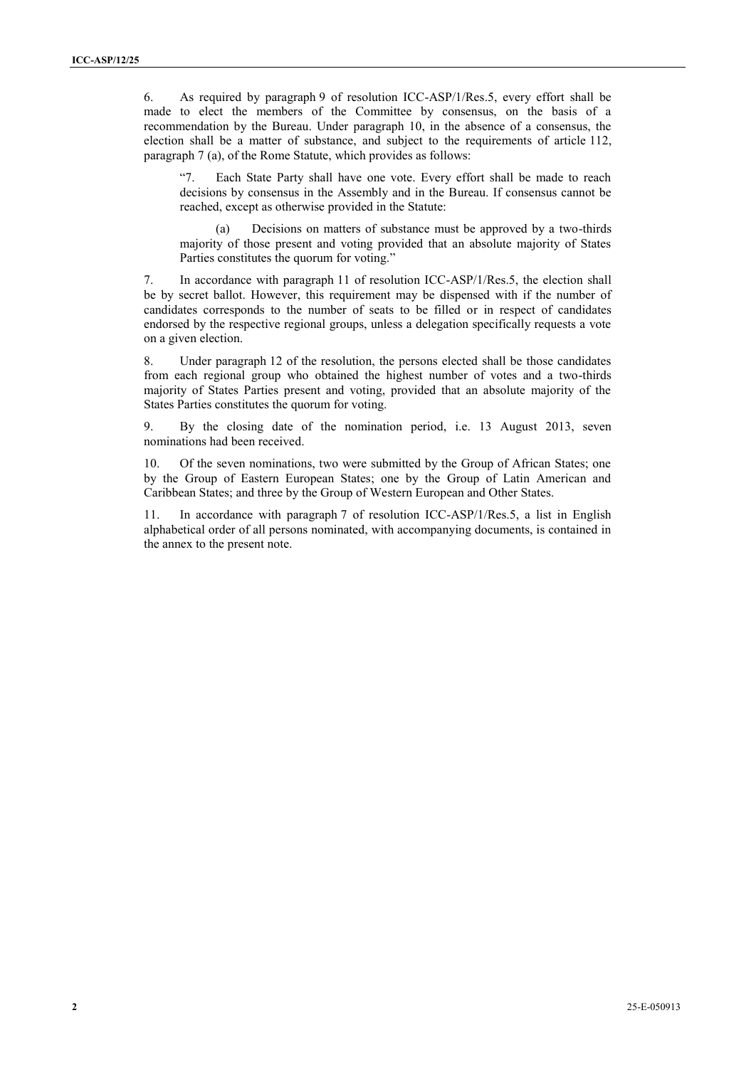6. As required by paragraph 9 of resolution ICC-ASP/1/Res.5, every effort shall be made to elect the members of the Committee by consensus, on the basis of a recommendation by the Bureau. Under paragraph 10, in the absence of a consensus, the election shall be a matter of substance, and subject to the requirements of article 112, paragraph 7 (a), of the Rome Statute, which provides as follows:

> "7. Each State Party shall have one vote. Every effort shall be made to reach decisions by consensus in the Assembly and in the Bureau. If consensus cannot be reached, except as otherwise provided in the Statute:
>
> (a) Decisions on matters of substance must be approved by a two-thirds majority of those present and voting provided that an absolute majority of States Parties constitutes the quorum for voting."

7. In accordance with paragraph 11 of resolution ICC-ASP/1/Res.5, the election shall be by secret ballot. However, this requirement may be dispensed with if the number of candidates corresponds to the number of seats to be filled or in respect of candidates endorsed by the respective regional groups, unless a delegation specifically requests a vote on a given election.

8. Under paragraph 12 of the resolution, the persons elected shall be those candidates from each regional group who obtained the highest number of votes and a two-thirds majority of States Parties present and voting, provided that an absolute majority of the States Parties constitutes the quorum for voting.

9. By the closing date of the nomination period, i.e. 13 August 2013, seven nominations had been received.

10. Of the seven nominations, two were submitted by the Group of African States; one by the Group of Eastern European States; one by the Group of Latin American and Caribbean States; and three by the Group of Western European and Other States.

11. In accordance with paragraph 7 of resolution ICC-ASP/1/Res.5, a list in English alphabetical order of all persons nominated, with accompanying documents, is contained in the annex to the present note.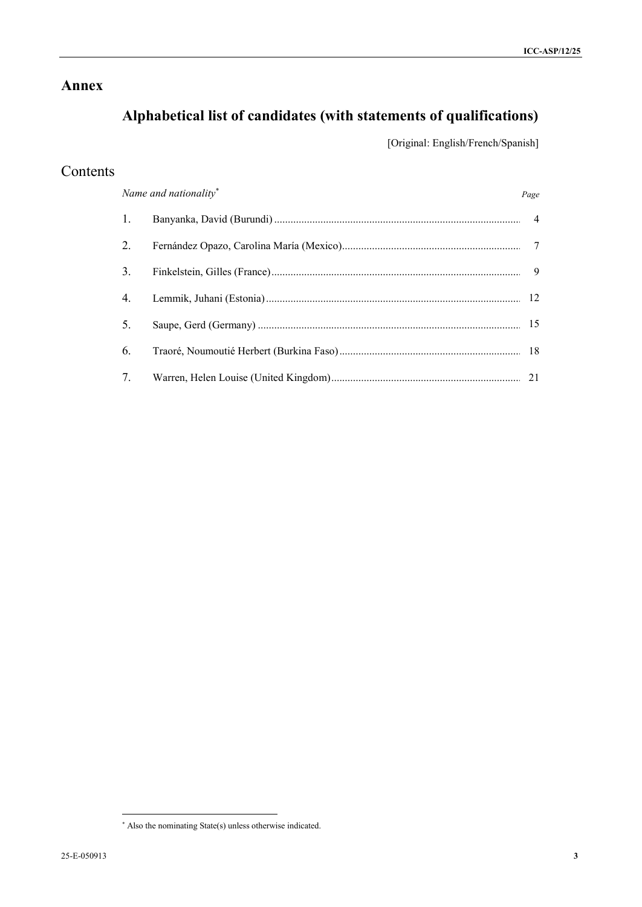# Annex

## Alphabetical list of candidates (with statements of qualifications)

[Original: English/French/Spanish]

## Contents

| *Name and nationality*[*] | *Page* |
|---|---|
| 1. Banyanka, David (Burundi) | 4 |
| 2. Fernández Opazo, Carolina María (Mexico) | 7 |
| 3. Finkelstein, Gilles (France) | 9 |
| 4. Lemmik, Juhani (Estonia) | 12 |
| 5. Saupe, Gerd (Germany) | 15 |
| 6. Traoré, Noumoutié Herbert (Burkina Faso) | 18 |
| 7. Warren, Helen Louise (United Kingdom) | 21 |

[*] Also the nominating State(s) unless otherwise indicated.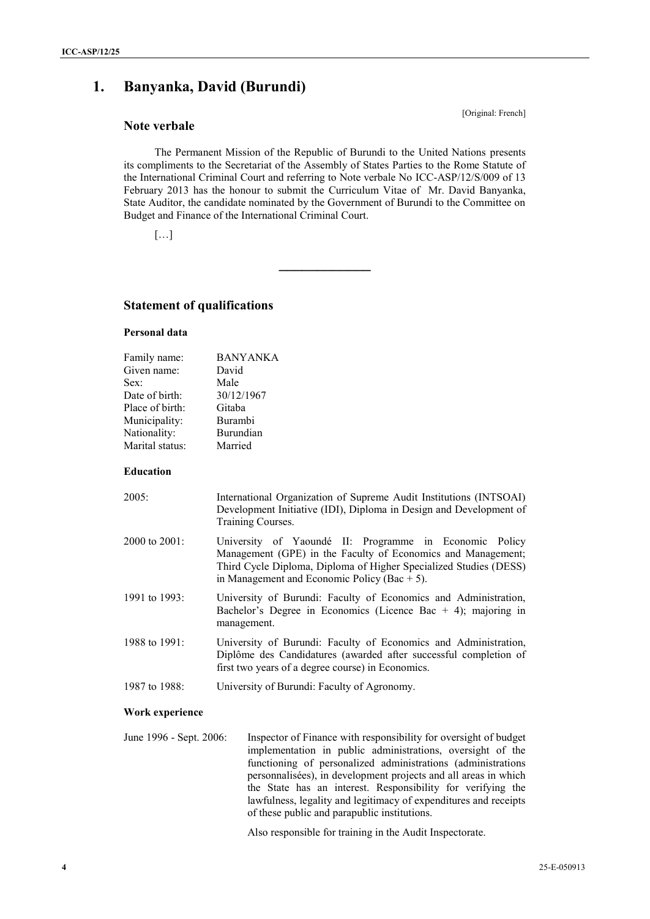# 1. Banyanka, David (Burundi)

[Original: French]

## Note verbale

The Permanent Mission of the Republic of Burundi to the United Nations presents its compliments to the Secretariat of the Assembly of States Parties to the Rome Statute of the International Criminal Court and referring to Note verbale No ICC-ASP/12/S/009 of 13 February 2013 has the honour to submit the Curriculum Vitae of Mr. David Banyanka, State Auditor, the candidate nominated by the Government of Burundi to the Committee on Budget and Finance of the International Criminal Court.

[…]

---

## Statement of qualifications

### Personal data

| | |
|---|---|
| Family name: | BANYANKA |
| Given name: | David |
| Sex: | Male |
| Date of birth: | 30/12/1967 |
| Place of birth: | Gitaba |
| Municipality: | Burambi |
| Nationality: | Burundian |
| Marital status: | Married |

### Education

| | |
|---|---|
| 2005: | International Organization of Supreme Audit Institutions (INTSOAI) Development Initiative (IDI), Diploma in Design and Development of Training Courses. |
| 2000 to 2001: | University of Yaoundé II: Programme in Economic Policy Management (GPE) in the Faculty of Economics and Management; Third Cycle Diploma, Diploma of Higher Specialized Studies (DESS) in Management and Economic Policy (Bac + 5). |
| 1991 to 1993: | University of Burundi: Faculty of Economics and Administration, Bachelor's Degree in Economics (Licence Bac + 4); majoring in management. |
| 1988 to 1991: | University of Burundi: Faculty of Economics and Administration, Diplôme des Candidatures (awarded after successful completion of first two years of a degree course) in Economics. |
| 1987 to 1988: | University of Burundi: Faculty of Agronomy. |

### Work experience

| | |
|---|---|
| June 1996 - Sept. 2006: | Inspector of Finance with responsibility for oversight of budget implementation in public administrations, oversight of the functioning of personalized administrations (administrations personnalisées), in development projects and all areas in which the State has an interest. Responsibility for verifying the lawfulness, legality and legitimacy of expenditures and receipts of these public and parapublic institutions.<br><br>Also responsible for training in the Audit Inspectorate. |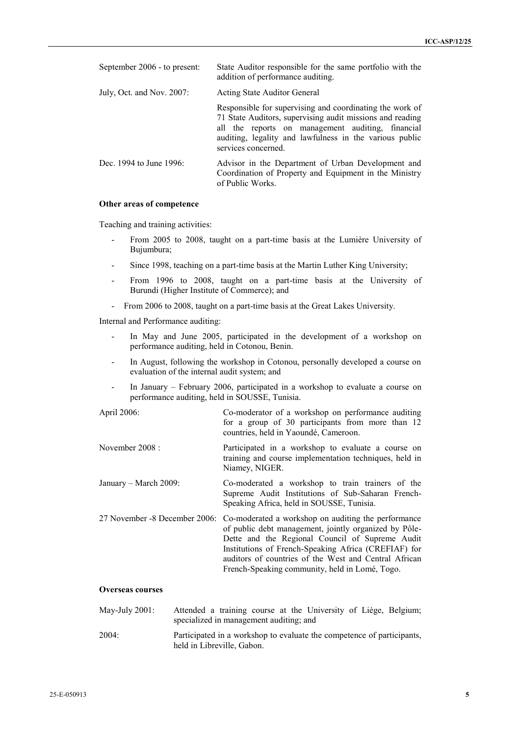| | |
|---|---|
| September 2006 - to present: | State Auditor responsible for the same portfolio with the addition of performance auditing. |
| July, Oct. and Nov. 2007: | Acting State Auditor General |
| | Responsible for supervising and coordinating the work of 71 State Auditors, supervising audit missions and reading all the reports on management auditing, financial auditing, legality and lawfulness in the various public services concerned. |
| Dec. 1994 to June 1996: | Advisor in the Department of Urban Development and Coordination of Property and Equipment in the Ministry of Public Works. |

**Other areas of competence**

Teaching and training activities:

- From 2005 to 2008, taught on a part-time basis at the Lumière University of Bujumbura;
- Since 1998, teaching on a part-time basis at the Martin Luther King University;
- From 1996 to 2008, taught on a part-time basis at the University of Burundi (Higher Institute of Commerce); and
- From 2006 to 2008, taught on a part-time basis at the Great Lakes University.

Internal and Performance auditing:

- In May and June 2005, participated in the development of a workshop on performance auditing, held in Cotonou, Benin.
- In August, following the workshop in Cotonou, personally developed a course on evaluation of the internal audit system; and
- In January – February 2006, participated in a workshop to evaluate a course on performance auditing, held in SOUSSE, Tunisia.

| | |
|---|---|
| April 2006: | Co-moderator of a workshop on performance auditing for a group of 30 participants from more than 12 countries, held in Yaoundé, Cameroon. |
| November 2008 : | Participated in a workshop to evaluate a course on training and course implementation techniques, held in Niamey, NIGER. |
| January – March 2009: | Co-moderated a workshop to train trainers of the Supreme Audit Institutions of Sub-Saharan French-Speaking Africa, held in SOUSSE, Tunisia. |
| 27 November -8 December 2006: | Co-moderated a workshop on auditing the performance of public debt management, jointly organized by Pôle-Dette and the Regional Council of Supreme Audit Institutions of French-Speaking Africa (CREFIAF) for auditors of countries of the West and Central African French-Speaking community, held in Lomé, Togo. |

**Overseas courses**

| | |
|---|---|
| May-July 2001: | Attended a training course at the University of Liège, Belgium; specialized in management auditing; and |
| 2004: | Participated in a workshop to evaluate the competence of participants, held in Libreville, Gabon. |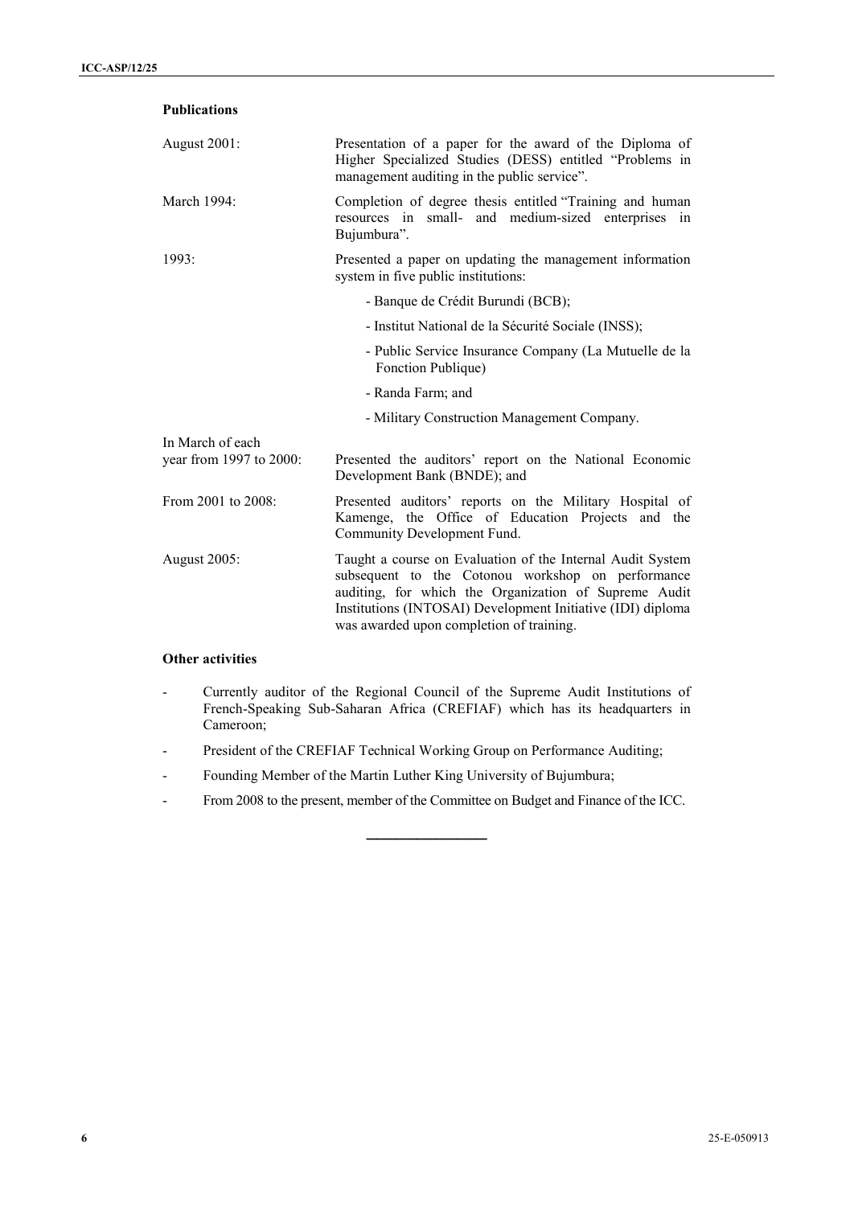**Publications**

| | |
|---|---|
| August 2001: | Presentation of a paper for the award of the Diploma of Higher Specialized Studies (DESS) entitled "Problems in management auditing in the public service". |
| March 1994: | Completion of degree thesis entitled "Training and human resources in small- and medium-sized enterprises in Bujumbura". |
| 1993: | Presented a paper on updating the management information system in five public institutions:<br>- Banque de Crédit Burundi (BCB);<br>- Institut National de la Sécurité Sociale (INSS);<br>- Public Service Insurance Company (La Mutuelle de la Fonction Publique)<br>- Randa Farm; and<br>- Military Construction Management Company. |
| In March of each year from 1997 to 2000: | Presented the auditors' report on the National Economic Development Bank (BNDE); and |
| From 2001 to 2008: | Presented auditors' reports on the Military Hospital of Kamenge, the Office of Education Projects and the Community Development Fund. |
| August 2005: | Taught a course on Evaluation of the Internal Audit System subsequent to the Cotonou workshop on performance auditing, for which the Organization of Supreme Audit Institutions (INTOSAI) Development Initiative (IDI) diploma was awarded upon completion of training. |

**Other activities**

- Currently auditor of the Regional Council of the Supreme Audit Institutions of French-Speaking Sub-Saharan Africa (CREFIAF) which has its headquarters in Cameroon;
- President of the CREFIAF Technical Working Group on Performance Auditing;
- Founding Member of the Martin Luther King University of Bujumbura;
- From 2008 to the present, member of the Committee on Budget and Finance of the ICC.

---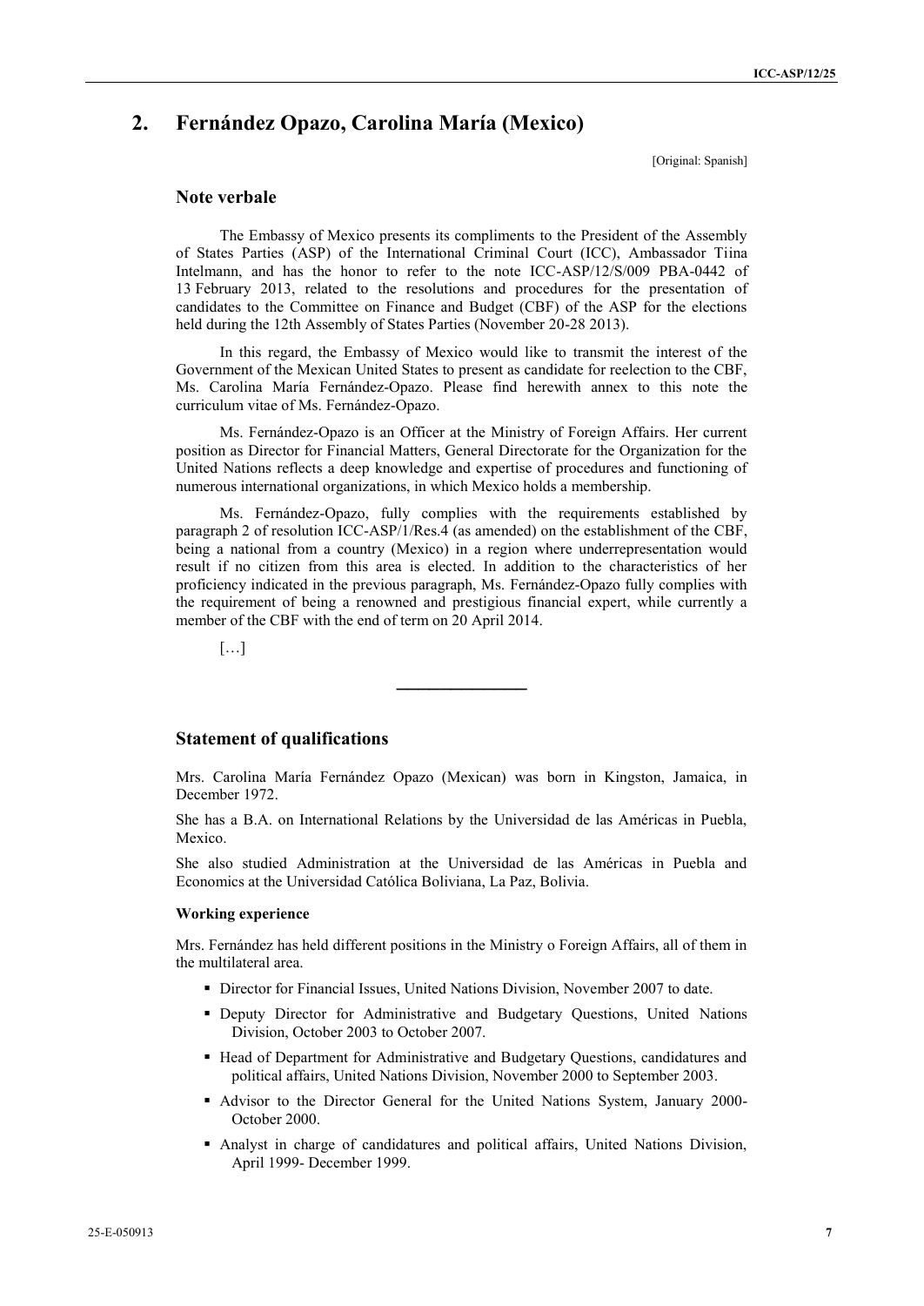## 2. Fernández Opazo, Carolina María (Mexico)

[Original: Spanish]

### Note verbale

The Embassy of Mexico presents its compliments to the President of the Assembly of States Parties (ASP) of the International Criminal Court (ICC), Ambassador Tiina Intelmann, and has the honor to refer to the note ICC-ASP/12/S/009 PBA-0442 of 13 February 2013, related to the resolutions and procedures for the presentation of candidates to the Committee on Finance and Budget (CBF) of the ASP for the elections held during the 12th Assembly of States Parties (November 20-28 2013).

In this regard, the Embassy of Mexico would like to transmit the interest of the Government of the Mexican United States to present as candidate for reelection to the CBF, Ms. Carolina María Fernández-Opazo. Please find herewith annex to this note the curriculum vitae of Ms. Fernández-Opazo.

Ms. Fernández-Opazo is an Officer at the Ministry of Foreign Affairs. Her current position as Director for Financial Matters, General Directorate for the Organization for the United Nations reflects a deep knowledge and expertise of procedures and functioning of numerous international organizations, in which Mexico holds a membership.

Ms. Fernández-Opazo, fully complies with the requirements established by paragraph 2 of resolution ICC-ASP/1/Res.4 (as amended) on the establishment of the CBF, being a national from a country (Mexico) in a region where underrepresentation would result if no citizen from this area is elected. In addition to the characteristics of her proficiency indicated in the previous paragraph, Ms. Fernández-Opazo fully complies with the requirement of being a renowned and prestigious financial expert, while currently a member of the CBF with the end of term on 20 April 2014.

[…]

---

### Statement of qualifications

Mrs. Carolina María Fernández Opazo (Mexican) was born in Kingston, Jamaica, in December 1972.

She has a B.A. on International Relations by the Universidad de las Américas in Puebla, Mexico.

She also studied Administration at the Universidad de las Américas in Puebla and Economics at the Universidad Católica Boliviana, La Paz, Bolivia.

#### Working experience

Mrs. Fernández has held different positions in the Ministry o Foreign Affairs, all of them in the multilateral area.

- Director for Financial Issues, United Nations Division, November 2007 to date.
- Deputy Director for Administrative and Budgetary Questions, United Nations Division, October 2003 to October 2007.
- Head of Department for Administrative and Budgetary Questions, candidatures and political affairs, United Nations Division, November 2000 to September 2003.
- Advisor to the Director General for the United Nations System, January 2000-October 2000.
- Analyst in charge of candidatures and political affairs, United Nations Division, April 1999- December 1999.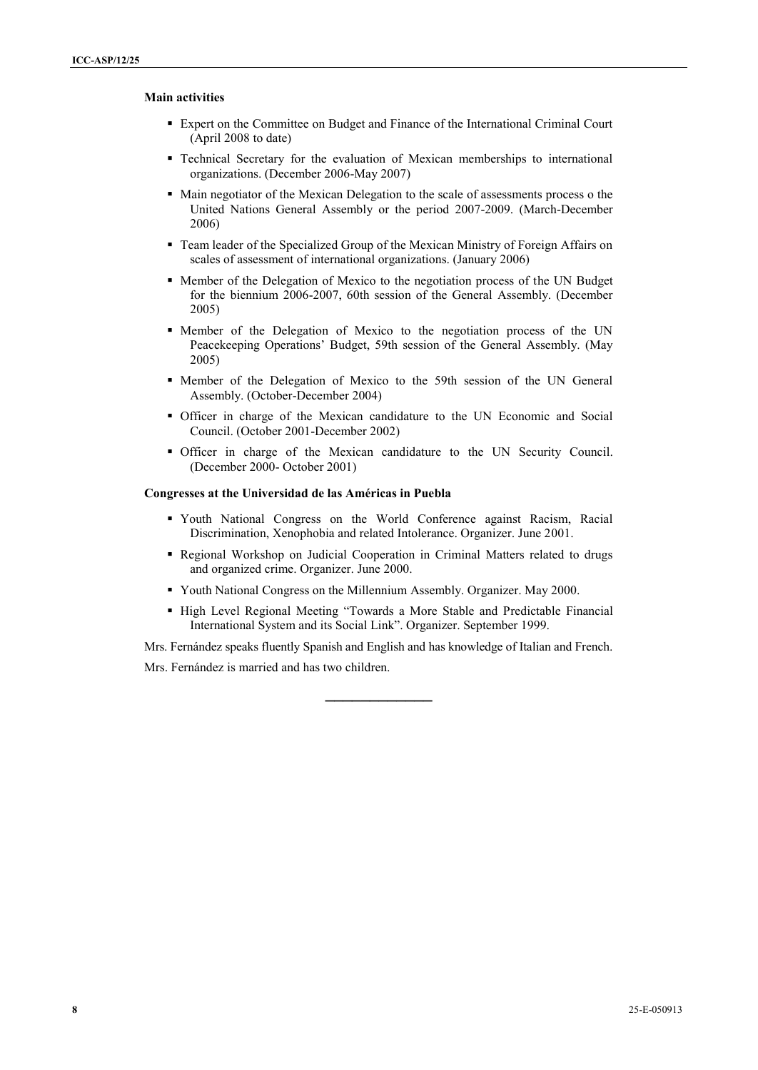**Main activities**

- Expert on the Committee on Budget and Finance of the International Criminal Court (April 2008 to date)
- Technical Secretary for the evaluation of Mexican memberships to international organizations. (December 2006-May 2007)
- Main negotiator of the Mexican Delegation to the scale of assessments process o the United Nations General Assembly or the period 2007-2009. (March-December 2006)
- Team leader of the Specialized Group of the Mexican Ministry of Foreign Affairs on scales of assessment of international organizations. (January 2006)
- Member of the Delegation of Mexico to the negotiation process of the UN Budget for the biennium 2006-2007, 60th session of the General Assembly. (December 2005)
- Member of the Delegation of Mexico to the negotiation process of the UN Peacekeeping Operations' Budget, 59th session of the General Assembly. (May 2005)
- Member of the Delegation of Mexico to the 59th session of the UN General Assembly. (October-December 2004)
- Officer in charge of the Mexican candidature to the UN Economic and Social Council. (October 2001-December 2002)
- Officer in charge of the Mexican candidature to the UN Security Council. (December 2000- October 2001)

**Congresses at the Universidad de las Américas in Puebla**

- Youth National Congress on the World Conference against Racism, Racial Discrimination, Xenophobia and related Intolerance. Organizer. June 2001.
- Regional Workshop on Judicial Cooperation in Criminal Matters related to drugs and organized crime. Organizer. June 2000.
- Youth National Congress on the Millennium Assembly. Organizer. May 2000.
- High Level Regional Meeting "Towards a More Stable and Predictable Financial International System and its Social Link". Organizer. September 1999.

Mrs. Fernández speaks fluently Spanish and English and has knowledge of Italian and French.

Mrs. Fernández is married and has two children.

---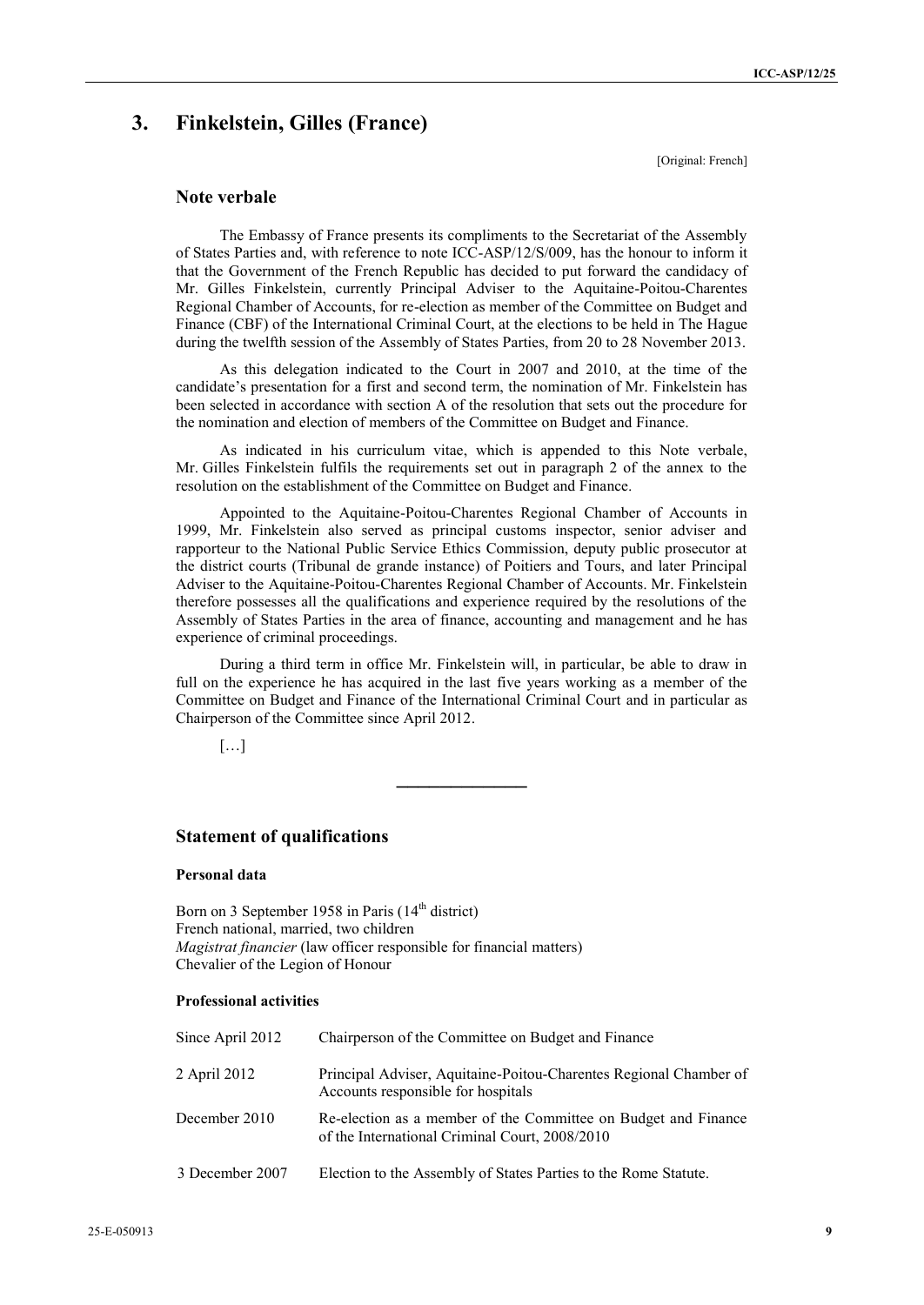## 3. Finkelstein, Gilles (France)

[Original: French]

### Note verbale

The Embassy of France presents its compliments to the Secretariat of the Assembly of States Parties and, with reference to note ICC-ASP/12/S/009, has the honour to inform it that the Government of the French Republic has decided to put forward the candidacy of Mr. Gilles Finkelstein, currently Principal Adviser to the Aquitaine-Poitou-Charentes Regional Chamber of Accounts, for re-election as member of the Committee on Budget and Finance (CBF) of the International Criminal Court, at the elections to be held in The Hague during the twelfth session of the Assembly of States Parties, from 20 to 28 November 2013.

As this delegation indicated to the Court in 2007 and 2010, at the time of the candidate's presentation for a first and second term, the nomination of Mr. Finkelstein has been selected in accordance with section A of the resolution that sets out the procedure for the nomination and election of members of the Committee on Budget and Finance.

As indicated in his curriculum vitae, which is appended to this Note verbale, Mr. Gilles Finkelstein fulfils the requirements set out in paragraph 2 of the annex to the resolution on the establishment of the Committee on Budget and Finance.

Appointed to the Aquitaine-Poitou-Charentes Regional Chamber of Accounts in 1999, Mr. Finkelstein also served as principal customs inspector, senior adviser and rapporteur to the National Public Service Ethics Commission, deputy public prosecutor at the district courts (Tribunal de grande instance) of Poitiers and Tours, and later Principal Adviser to the Aquitaine-Poitou-Charentes Regional Chamber of Accounts. Mr. Finkelstein therefore possesses all the qualifications and experience required by the resolutions of the Assembly of States Parties in the area of finance, accounting and management and he has experience of criminal proceedings.

During a third term in office Mr. Finkelstein will, in particular, be able to draw in full on the experience he has acquired in the last five years working as a member of the Committee on Budget and Finance of the International Criminal Court and in particular as Chairperson of the Committee since April 2012.

[…]

---

### Statement of qualifications

#### Personal data

Born on 3 September 1958 in Paris (14th district)
French national, married, two children
*Magistrat financier* (law officer responsible for financial matters)
Chevalier of the Legion of Honour

#### Professional activities

| | |
|---|---|
| Since April 2012 | Chairperson of the Committee on Budget and Finance |
| 2 April 2012 | Principal Adviser, Aquitaine-Poitou-Charentes Regional Chamber of Accounts responsible for hospitals |
| December 2010 | Re-election as a member of the Committee on Budget and Finance of the International Criminal Court, 2008/2010 |
| 3 December 2007 | Election to the Assembly of States Parties to the Rome Statute. |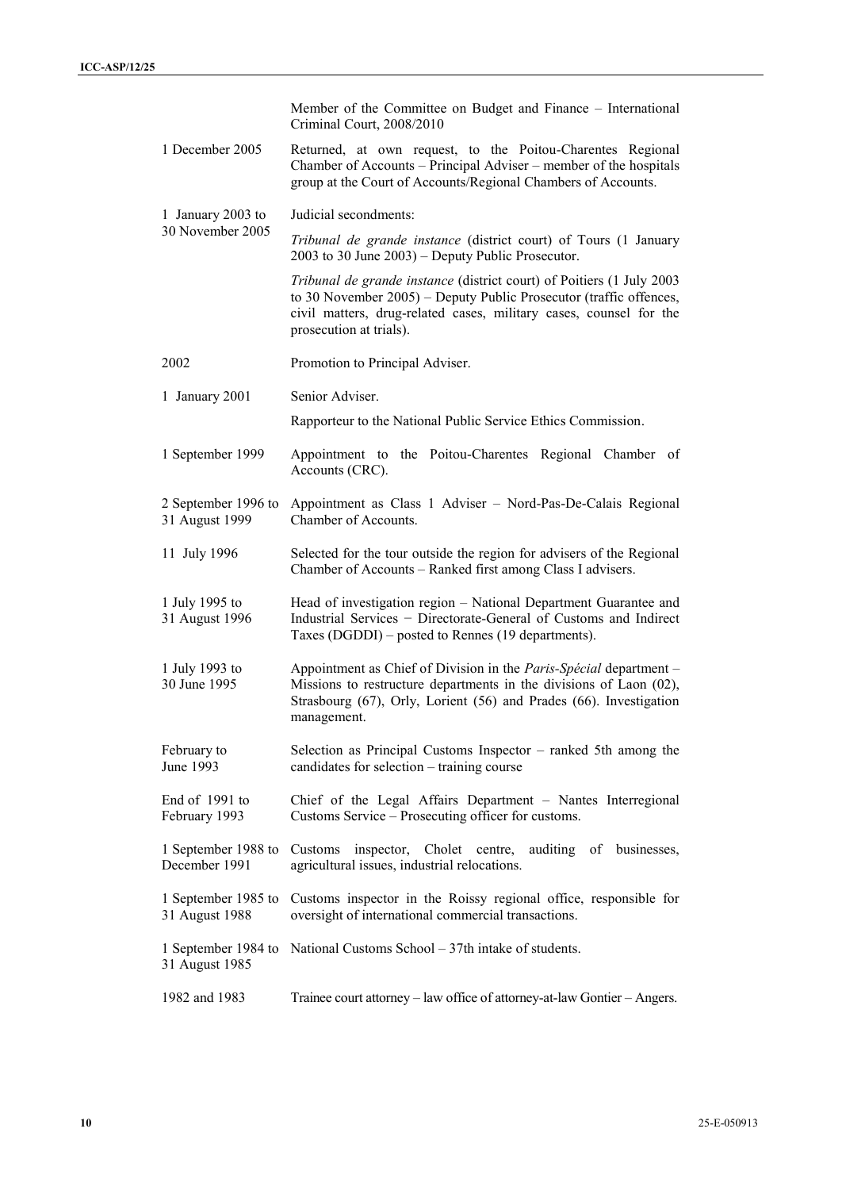| | |
|---|---|
| | Member of the Committee on Budget and Finance – International Criminal Court, 2008/2010 |
| 1 December 2005 | Returned, at own request, to the Poitou-Charentes Regional Chamber of Accounts – Principal Adviser – member of the hospitals group at the Court of Accounts/Regional Chambers of Accounts. |
| 1 January 2003 to 30 November 2005 | Judicial secondments:<br><br>*Tribunal de grande instance* (district court) of Tours (1 January 2003 to 30 June 2003) – Deputy Public Prosecutor.<br><br>*Tribunal de grande instance* (district court) of Poitiers (1 July 2003 to 30 November 2005) – Deputy Public Prosecutor (traffic offences, civil matters, drug-related cases, military cases, counsel for the prosecution at trials). |
| 2002 | Promotion to Principal Adviser. |
| 1 January 2001 | Senior Adviser.<br><br>Rapporteur to the National Public Service Ethics Commission. |
| 1 September 1999 | Appointment to the Poitou-Charentes Regional Chamber of Accounts (CRC). |
| 2 September 1996 to 31 August 1999 | Appointment as Class 1 Adviser – Nord-Pas-De-Calais Regional Chamber of Accounts. |
| 11 July 1996 | Selected for the tour outside the region for advisers of the Regional Chamber of Accounts – Ranked first among Class I advisers. |
| 1 July 1995 to 31 August 1996 | Head of investigation region – National Department Guarantee and Industrial Services − Directorate-General of Customs and Indirect Taxes (DGDDI) – posted to Rennes (19 departments). |
| 1 July 1993 to 30 June 1995 | Appointment as Chief of Division in the *Paris-Spécial* department – Missions to restructure departments in the divisions of Laon (02), Strasbourg (67), Orly, Lorient (56) and Prades (66). Investigation management. |
| February to June 1993 | Selection as Principal Customs Inspector – ranked 5th among the candidates for selection – training course |
| End of 1991 to February 1993 | Chief of the Legal Affairs Department – Nantes Interregional Customs Service – Prosecuting officer for customs. |
| 1 September 1988 to December 1991 | Customs inspector, Cholet centre, auditing of businesses, agricultural issues, industrial relocations. |
| 1 September 1985 to 31 August 1988 | Customs inspector in the Roissy regional office, responsible for oversight of international commercial transactions. |
| 1 September 1984 to 31 August 1985 | National Customs School – 37th intake of students. |
| 1982 and 1983 | Trainee court attorney – law office of attorney-at-law Gontier – Angers. |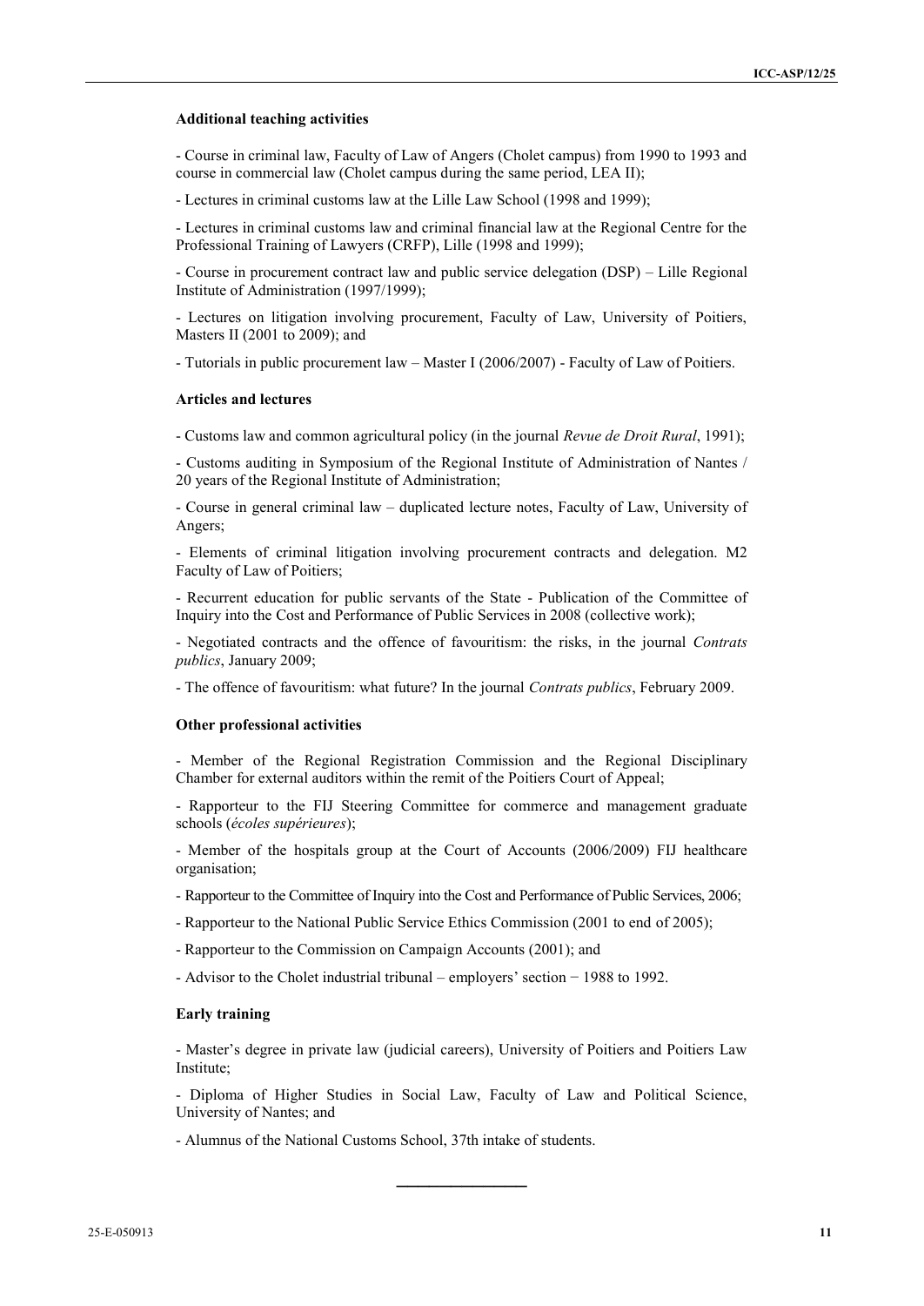**Additional teaching activities**

- Course in criminal law, Faculty of Law of Angers (Cholet campus) from 1990 to 1993 and course in commercial law (Cholet campus during the same period, LEA II);

- Lectures in criminal customs law at the Lille Law School (1998 and 1999);

- Lectures in criminal customs law and criminal financial law at the Regional Centre for the Professional Training of Lawyers (CRFP), Lille (1998 and 1999);

- Course in procurement contract law and public service delegation (DSP) – Lille Regional Institute of Administration (1997/1999);

- Lectures on litigation involving procurement, Faculty of Law, University of Poitiers, Masters II (2001 to 2009); and

- Tutorials in public procurement law – Master I (2006/2007) - Faculty of Law of Poitiers.

**Articles and lectures**

- Customs law and common agricultural policy (in the journal *Revue de Droit Rural*, 1991);

- Customs auditing in Symposium of the Regional Institute of Administration of Nantes / 20 years of the Regional Institute of Administration;

- Course in general criminal law – duplicated lecture notes, Faculty of Law, University of Angers;

- Elements of criminal litigation involving procurement contracts and delegation. M2 Faculty of Law of Poitiers;

- Recurrent education for public servants of the State - Publication of the Committee of Inquiry into the Cost and Performance of Public Services in 2008 (collective work);

- Negotiated contracts and the offence of favouritism: the risks, in the journal *Contrats publics*, January 2009;

- The offence of favouritism: what future? In the journal *Contrats publics*, February 2009.

**Other professional activities**

- Member of the Regional Registration Commission and the Regional Disciplinary Chamber for external auditors within the remit of the Poitiers Court of Appeal;

- Rapporteur to the FIJ Steering Committee for commerce and management graduate schools (*écoles supérieures*);

- Member of the hospitals group at the Court of Accounts (2006/2009) FIJ healthcare organisation;

- Rapporteur to the Committee of Inquiry into the Cost and Performance of Public Services, 2006;

- Rapporteur to the National Public Service Ethics Commission (2001 to end of 2005);

- Rapporteur to the Commission on Campaign Accounts (2001); and

- Advisor to the Cholet industrial tribunal – employers' section − 1988 to 1992.

**Early training**

- Master's degree in private law (judicial careers), University of Poitiers and Poitiers Law Institute;

- Diploma of Higher Studies in Social Law, Faculty of Law and Political Science, University of Nantes; and

- Alumnus of the National Customs School, 37th intake of students.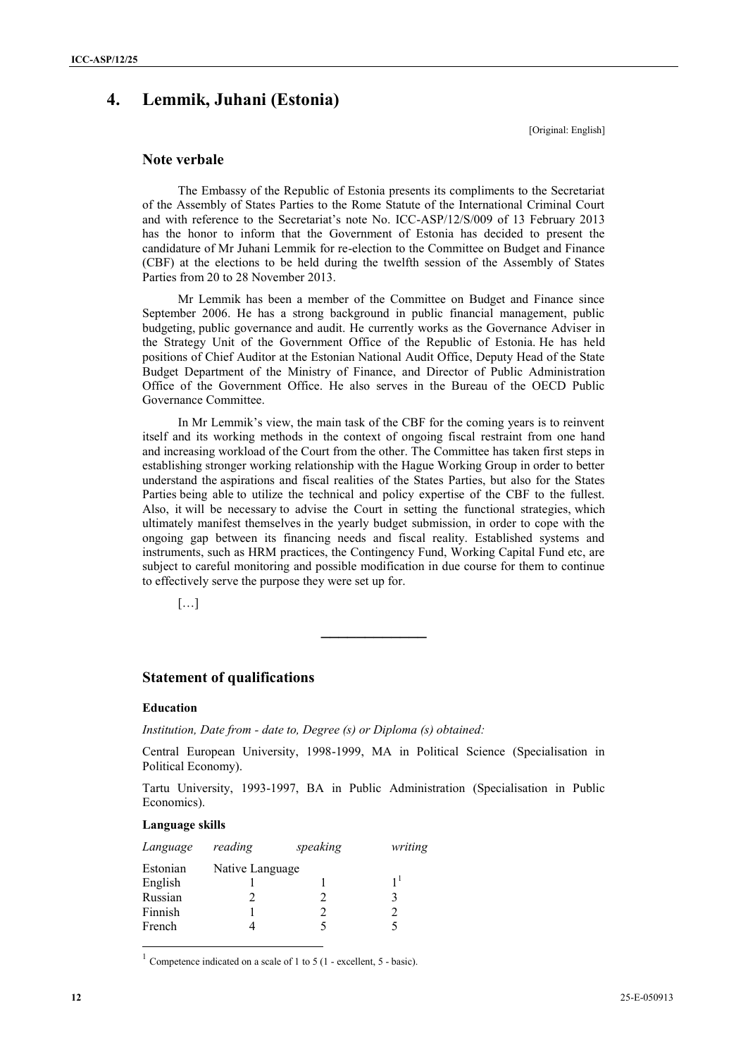# 4. Lemmik, Juhani (Estonia)

[Original: English]

## Note verbale

The Embassy of the Republic of Estonia presents its compliments to the Secretariat of the Assembly of States Parties to the Rome Statute of the International Criminal Court and with reference to the Secretariat's note No. ICC-ASP/12/S/009 of 13 February 2013 has the honor to inform that the Government of Estonia has decided to present the candidature of Mr Juhani Lemmik for re-election to the Committee on Budget and Finance (CBF) at the elections to be held during the twelfth session of the Assembly of States Parties from 20 to 28 November 2013.

Mr Lemmik has been a member of the Committee on Budget and Finance since September 2006. He has a strong background in public financial management, public budgeting, public governance and audit. He currently works as the Governance Adviser in the Strategy Unit of the Government Office of the Republic of Estonia. He has held positions of Chief Auditor at the Estonian National Audit Office, Deputy Head of the State Budget Department of the Ministry of Finance, and Director of Public Administration Office of the Government Office. He also serves in the Bureau of the OECD Public Governance Committee.

In Mr Lemmik's view, the main task of the CBF for the coming years is to reinvent itself and its working methods in the context of ongoing fiscal restraint from one hand and increasing workload of the Court from the other. The Committee has taken first steps in establishing stronger working relationship with the Hague Working Group in order to better understand the aspirations and fiscal realities of the States Parties, but also for the States Parties being able to utilize the technical and policy expertise of the CBF to the fullest. Also, it will be necessary to advise the Court in setting the functional strategies, which ultimately manifest themselves in the yearly budget submission, in order to cope with the ongoing gap between its financing needs and fiscal reality. Established systems and instruments, such as HRM practices, the Contingency Fund, Working Capital Fund etc, are subject to careful monitoring and possible modification in due course for them to continue to effectively serve the purpose they were set up for.

[…]

---

## Statement of qualifications

### Education

*Institution, Date from - date to, Degree (s) or Diploma (s) obtained:*

Central European University, 1998-1999, MA in Political Science (Specialisation in Political Economy).

Tartu University, 1993-1997, BA in Public Administration (Specialisation in Public Economics).

### Language skills

| *Language* | *reading* | *speaking* | *writing* |
|---|---|---|---|
| Estonian | Native Language | | |
| English | 1 | 1 | 1[1] |
| Russian | 2 | 2 | 3 |
| Finnish | 1 | 2 | 2 |
| French | 4 | 5 | 5 |

[1] Competence indicated on a scale of 1 to 5 (1 - excellent, 5 - basic).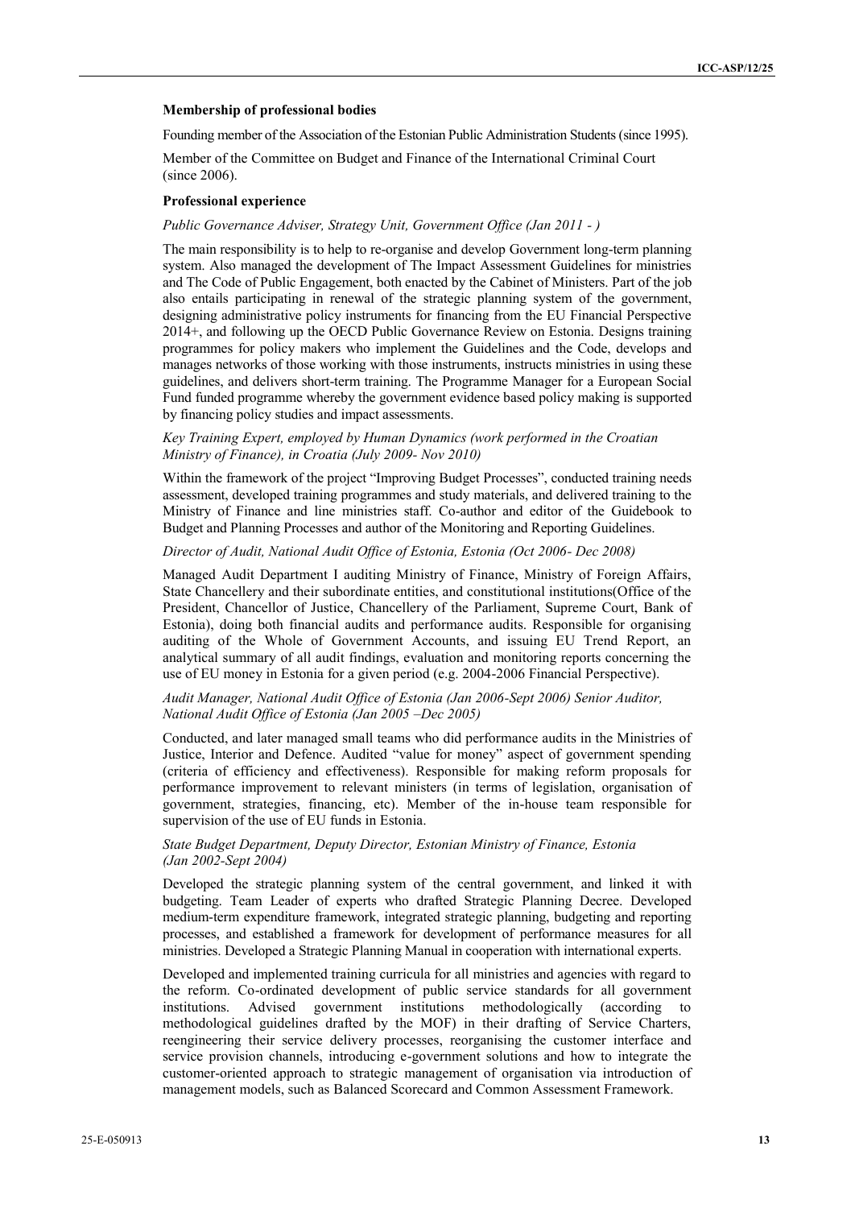**Membership of professional bodies**

Founding member of the Association of the Estonian Public Administration Students (since 1995).

Member of the Committee on Budget and Finance of the International Criminal Court (since 2006).

**Professional experience**

*Public Governance Adviser, Strategy Unit, Government Office (Jan 2011 - )*

The main responsibility is to help to re-organise and develop Government long-term planning system. Also managed the development of The Impact Assessment Guidelines for ministries and The Code of Public Engagement, both enacted by the Cabinet of Ministers. Part of the job also entails participating in renewal of the strategic planning system of the government, designing administrative policy instruments for financing from the EU Financial Perspective 2014+, and following up the OECD Public Governance Review on Estonia. Designs training programmes for policy makers who implement the Guidelines and the Code, develops and manages networks of those working with those instruments, instructs ministries in using these guidelines, and delivers short-term training. The Programme Manager for a European Social Fund funded programme whereby the government evidence based policy making is supported by financing policy studies and impact assessments.

*Key Training Expert, employed by Human Dynamics (work performed in the Croatian Ministry of Finance), in Croatia (July 2009- Nov 2010)*

Within the framework of the project "Improving Budget Processes", conducted training needs assessment, developed training programmes and study materials, and delivered training to the Ministry of Finance and line ministries staff. Co-author and editor of the Guidebook to Budget and Planning Processes and author of the Monitoring and Reporting Guidelines.

*Director of Audit, National Audit Office of Estonia, Estonia (Oct 2006- Dec 2008)*

Managed Audit Department I auditing Ministry of Finance, Ministry of Foreign Affairs, State Chancellery and their subordinate entities, and constitutional institutions(Office of the President, Chancellor of Justice, Chancellery of the Parliament, Supreme Court, Bank of Estonia), doing both financial audits and performance audits. Responsible for organising auditing of the Whole of Government Accounts, and issuing EU Trend Report, an analytical summary of all audit findings, evaluation and monitoring reports concerning the use of EU money in Estonia for a given period (e.g. 2004-2006 Financial Perspective).

*Audit Manager, National Audit Office of Estonia (Jan 2006-Sept 2006) Senior Auditor, National Audit Office of Estonia (Jan 2005 –Dec 2005)*

Conducted, and later managed small teams who did performance audits in the Ministries of Justice, Interior and Defence. Audited "value for money" aspect of government spending (criteria of efficiency and effectiveness). Responsible for making reform proposals for performance improvement to relevant ministers (in terms of legislation, organisation of government, strategies, financing, etc). Member of the in-house team responsible for supervision of the use of EU funds in Estonia.

*State Budget Department, Deputy Director, Estonian Ministry of Finance, Estonia (Jan 2002-Sept 2004)*

Developed the strategic planning system of the central government, and linked it with budgeting. Team Leader of experts who drafted Strategic Planning Decree. Developed medium-term expenditure framework, integrated strategic planning, budgeting and reporting processes, and established a framework for development of performance measures for all ministries. Developed a Strategic Planning Manual in cooperation with international experts.

Developed and implemented training curricula for all ministries and agencies with regard to the reform. Co-ordinated development of public service standards for all government institutions. Advised government institutions methodologically (according to methodological guidelines drafted by the MOF) in their drafting of Service Charters, reengineering their service delivery processes, reorganising the customer interface and service provision channels, introducing e-government solutions and how to integrate the customer-oriented approach to strategic management of organisation via introduction of management models, such as Balanced Scorecard and Common Assessment Framework.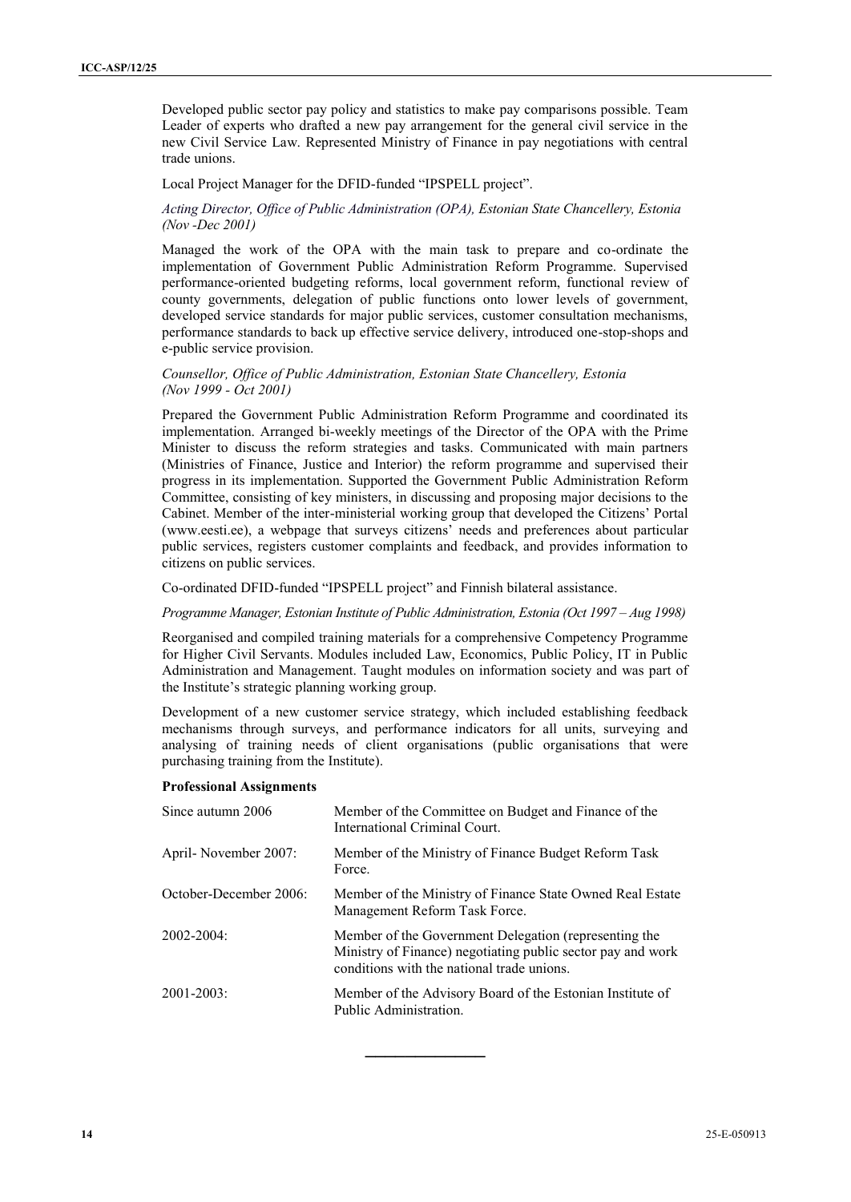Developed public sector pay policy and statistics to make pay comparisons possible. Team Leader of experts who drafted a new pay arrangement for the general civil service in the new Civil Service Law. Represented Ministry of Finance in pay negotiations with central trade unions.

Local Project Manager for the DFID-funded "IPSPELL project".

*Acting Director, Office of Public Administration (OPA), Estonian State Chancellery, Estonia (Nov -Dec 2001)*

Managed the work of the OPA with the main task to prepare and co-ordinate the implementation of Government Public Administration Reform Programme. Supervised performance-oriented budgeting reforms, local government reform, functional review of county governments, delegation of public functions onto lower levels of government, developed service standards for major public services, customer consultation mechanisms, performance standards to back up effective service delivery, introduced one-stop-shops and e-public service provision.

*Counsellor, Office of Public Administration, Estonian State Chancellery, Estonia (Nov 1999 - Oct 2001)*

Prepared the Government Public Administration Reform Programme and coordinated its implementation. Arranged bi-weekly meetings of the Director of the OPA with the Prime Minister to discuss the reform strategies and tasks. Communicated with main partners (Ministries of Finance, Justice and Interior) the reform programme and supervised their progress in its implementation. Supported the Government Public Administration Reform Committee, consisting of key ministers, in discussing and proposing major decisions to the Cabinet. Member of the inter-ministerial working group that developed the Citizens' Portal (www.eesti.ee), a webpage that surveys citizens' needs and preferences about particular public services, registers customer complaints and feedback, and provides information to citizens on public services.

Co-ordinated DFID-funded "IPSPELL project" and Finnish bilateral assistance.

*Programme Manager, Estonian Institute of Public Administration, Estonia (Oct 1997 – Aug 1998)*

Reorganised and compiled training materials for a comprehensive Competency Programme for Higher Civil Servants. Modules included Law, Economics, Public Policy, IT in Public Administration and Management. Taught modules on information society and was part of the Institute's strategic planning working group.

Development of a new customer service strategy, which included establishing feedback mechanisms through surveys, and performance indicators for all units, surveying and analysing of training needs of client organisations (public organisations that were purchasing training from the Institute).

**Professional Assignments**

| | |
|---|---|
| Since autumn 2006 | Member of the Committee on Budget and Finance of the International Criminal Court. |
| April- November 2007: | Member of the Ministry of Finance Budget Reform Task Force. |
| October-December 2006: | Member of the Ministry of Finance State Owned Real Estate Management Reform Task Force. |
| 2002-2004: | Member of the Government Delegation (representing the Ministry of Finance) negotiating public sector pay and work conditions with the national trade unions. |
| 2001-2003: | Member of the Advisory Board of the Estonian Institute of Public Administration. |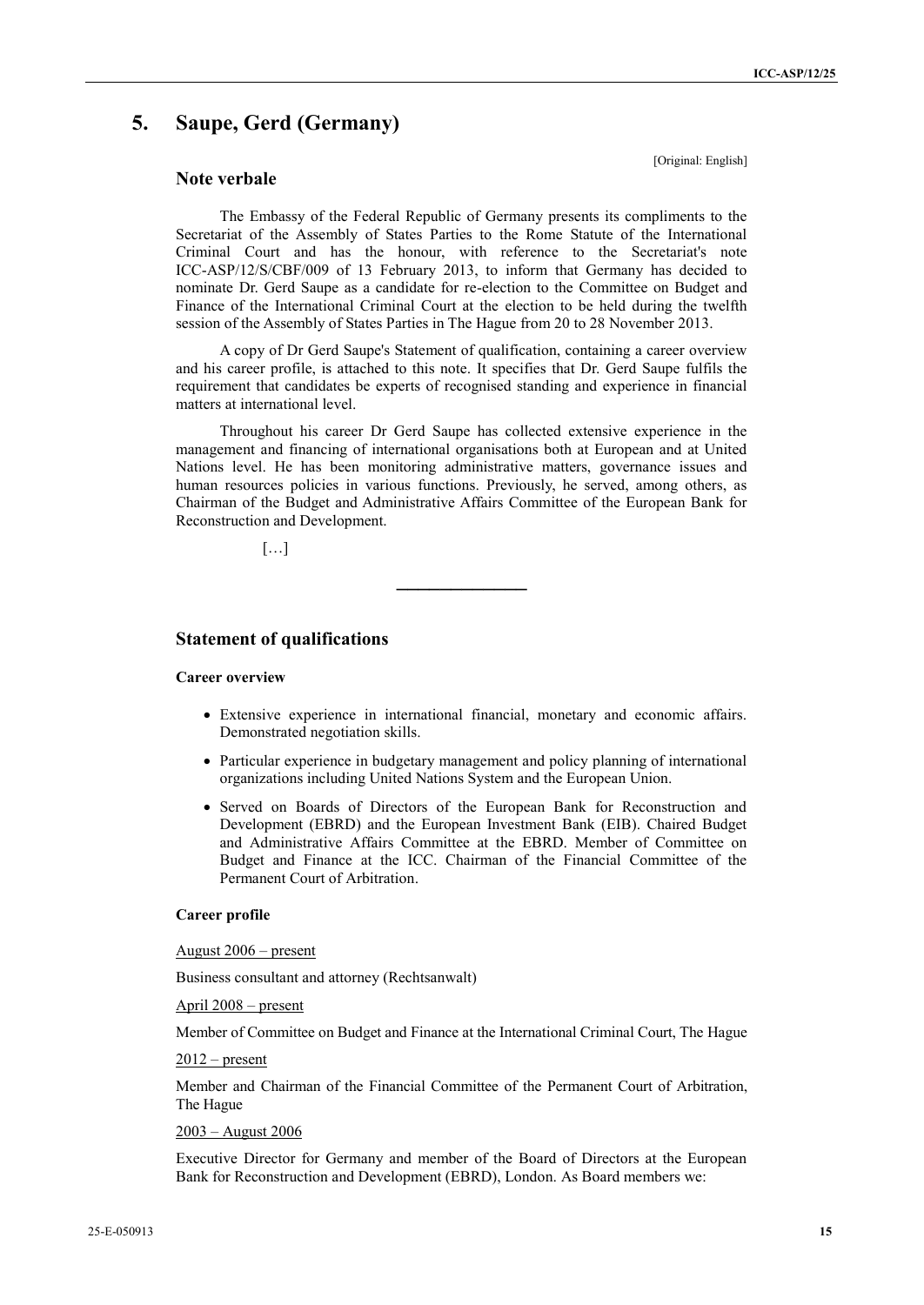# 5. Saupe, Gerd (Germany)

[Original: English]

## Note verbale

The Embassy of the Federal Republic of Germany presents its compliments to the Secretariat of the Assembly of States Parties to the Rome Statute of the International Criminal Court and has the honour, with reference to the Secretariat's note ICC-ASP/12/S/CBF/009 of 13 February 2013, to inform that Germany has decided to nominate Dr. Gerd Saupe as a candidate for re-election to the Committee on Budget and Finance of the International Criminal Court at the election to be held during the twelfth session of the Assembly of States Parties in The Hague from 20 to 28 November 2013.

A copy of Dr Gerd Saupe's Statement of qualification, containing a career overview and his career profile, is attached to this note. It specifies that Dr. Gerd Saupe fulfils the requirement that candidates be experts of recognised standing and experience in financial matters at international level.

Throughout his career Dr Gerd Saupe has collected extensive experience in the management and financing of international organisations both at European and at United Nations level. He has been monitoring administrative matters, governance issues and human resources policies in various functions. Previously, he served, among others, as Chairman of the Budget and Administrative Affairs Committee of the European Bank for Reconstruction and Development.

[…]

---

## Statement of qualifications

**Career overview**

- Extensive experience in international financial, monetary and economic affairs. Demonstrated negotiation skills.
- Particular experience in budgetary management and policy planning of international organizations including United Nations System and the European Union.
- Served on Boards of Directors of the European Bank for Reconstruction and Development (EBRD) and the European Investment Bank (EIB). Chaired Budget and Administrative Affairs Committee at the EBRD. Member of Committee on Budget and Finance at the ICC. Chairman of the Financial Committee of the Permanent Court of Arbitration.

**Career profile**

August 2006 – present

Business consultant and attorney (Rechtsanwalt)

April 2008 – present

Member of Committee on Budget and Finance at the International Criminal Court, The Hague

2012 – present

Member and Chairman of the Financial Committee of the Permanent Court of Arbitration, The Hague

2003 – August 2006

Executive Director for Germany and member of the Board of Directors at the European Bank for Reconstruction and Development (EBRD), London. As Board members we: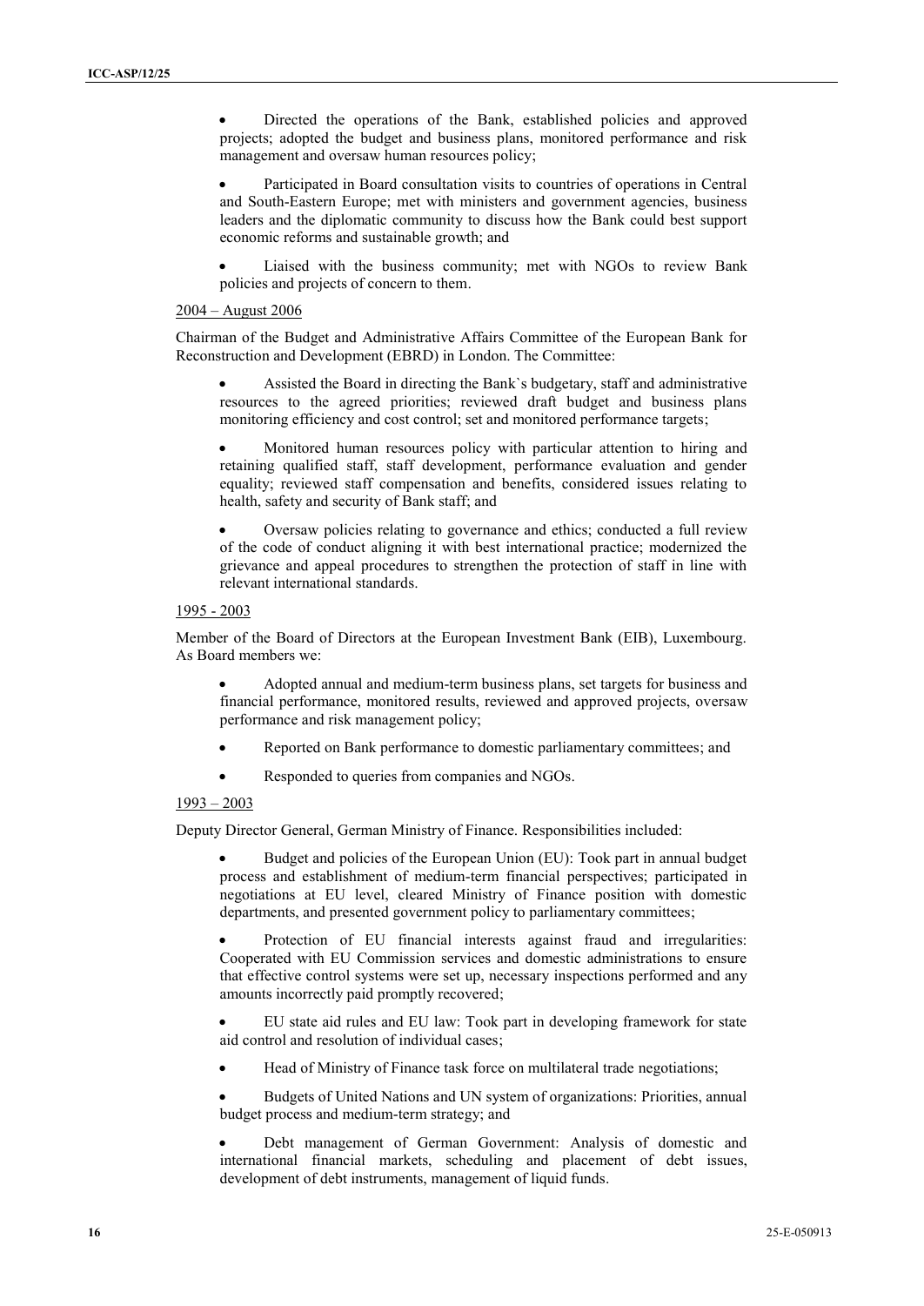- Directed the operations of the Bank, established policies and approved projects; adopted the budget and business plans, monitored performance and risk management and oversaw human resources policy;
- Participated in Board consultation visits to countries of operations in Central and South-Eastern Europe; met with ministers and government agencies, business leaders and the diplomatic community to discuss how the Bank could best support economic reforms and sustainable growth; and
- Liaised with the business community; met with NGOs to review Bank policies and projects of concern to them.

2004 – August 2006

Chairman of the Budget and Administrative Affairs Committee of the European Bank for Reconstruction and Development (EBRD) in London. The Committee:

- Assisted the Board in directing the Bank`s budgetary, staff and administrative resources to the agreed priorities; reviewed draft budget and business plans monitoring efficiency and cost control; set and monitored performance targets;
- Monitored human resources policy with particular attention to hiring and retaining qualified staff, staff development, performance evaluation and gender equality; reviewed staff compensation and benefits, considered issues relating to health, safety and security of Bank staff; and
- Oversaw policies relating to governance and ethics; conducted a full review of the code of conduct aligning it with best international practice; modernized the grievance and appeal procedures to strengthen the protection of staff in line with relevant international standards.

1995 - 2003

Member of the Board of Directors at the European Investment Bank (EIB), Luxembourg. As Board members we:

- Adopted annual and medium-term business plans, set targets for business and financial performance, monitored results, reviewed and approved projects, oversaw performance and risk management policy;
- Reported on Bank performance to domestic parliamentary committees; and
- Responded to queries from companies and NGOs.

1993 – 2003

Deputy Director General, German Ministry of Finance. Responsibilities included:

- Budget and policies of the European Union (EU): Took part in annual budget process and establishment of medium-term financial perspectives; participated in negotiations at EU level, cleared Ministry of Finance position with domestic departments, and presented government policy to parliamentary committees;
- Protection of EU financial interests against fraud and irregularities: Cooperated with EU Commission services and domestic administrations to ensure that effective control systems were set up, necessary inspections performed and any amounts incorrectly paid promptly recovered;
- EU state aid rules and EU law: Took part in developing framework for state aid control and resolution of individual cases;
- Head of Ministry of Finance task force on multilateral trade negotiations;
- Budgets of United Nations and UN system of organizations: Priorities, annual budget process and medium-term strategy; and
- Debt management of German Government: Analysis of domestic and international financial markets, scheduling and placement of debt issues, development of debt instruments, management of liquid funds.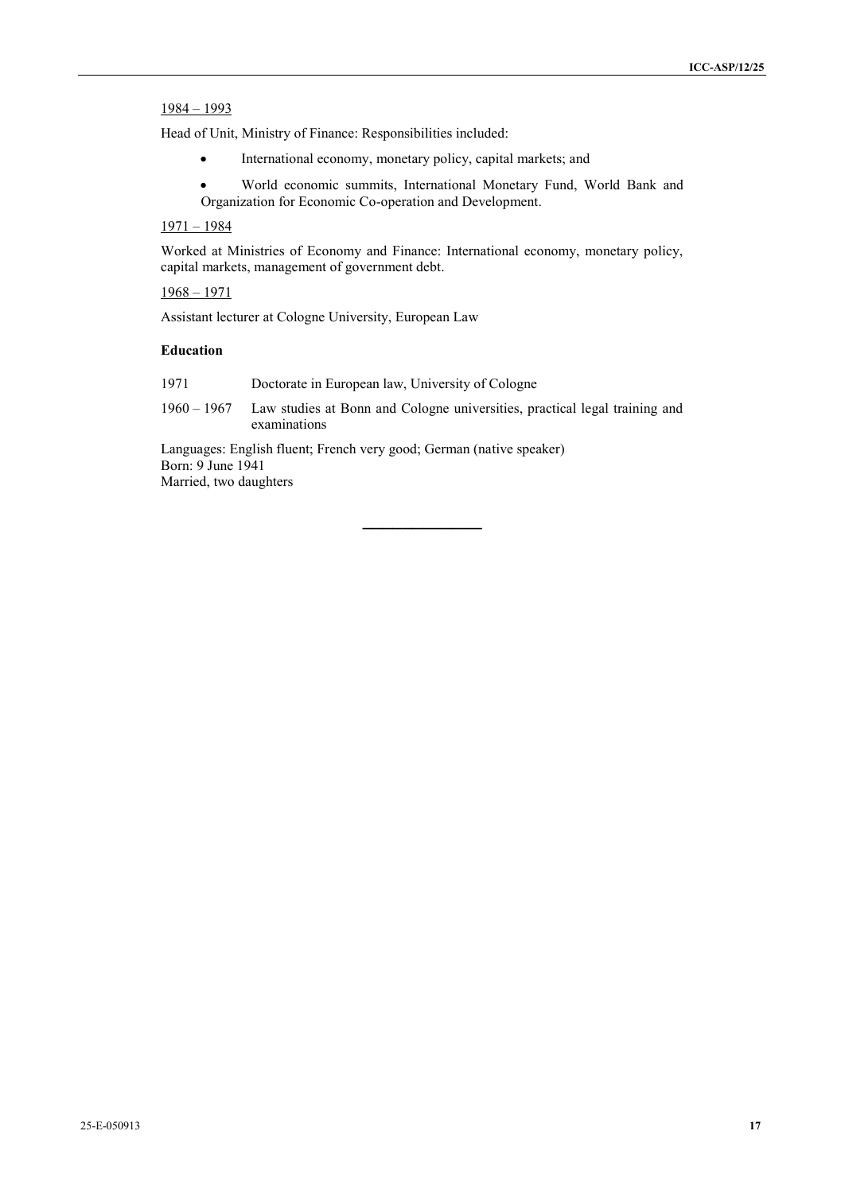1984 – 1993

Head of Unit, Ministry of Finance: Responsibilities included:

- International economy, monetary policy, capital markets; and
- World economic summits, International Monetary Fund, World Bank and Organization for Economic Co-operation and Development.

1971 – 1984

Worked at Ministries of Economy and Finance: International economy, monetary policy, capital markets, management of government debt.

1968 – 1971

Assistant lecturer at Cologne University, European Law

**Education**

| | |
|---|---|
| 1971 | Doctorate in European law, University of Cologne |
| 1960 – 1967 | Law studies at Bonn and Cologne universities, practical legal training and examinations |

Languages: English fluent; French very good; German (native speaker)
Born: 9 June 1941
Married, two daughters

---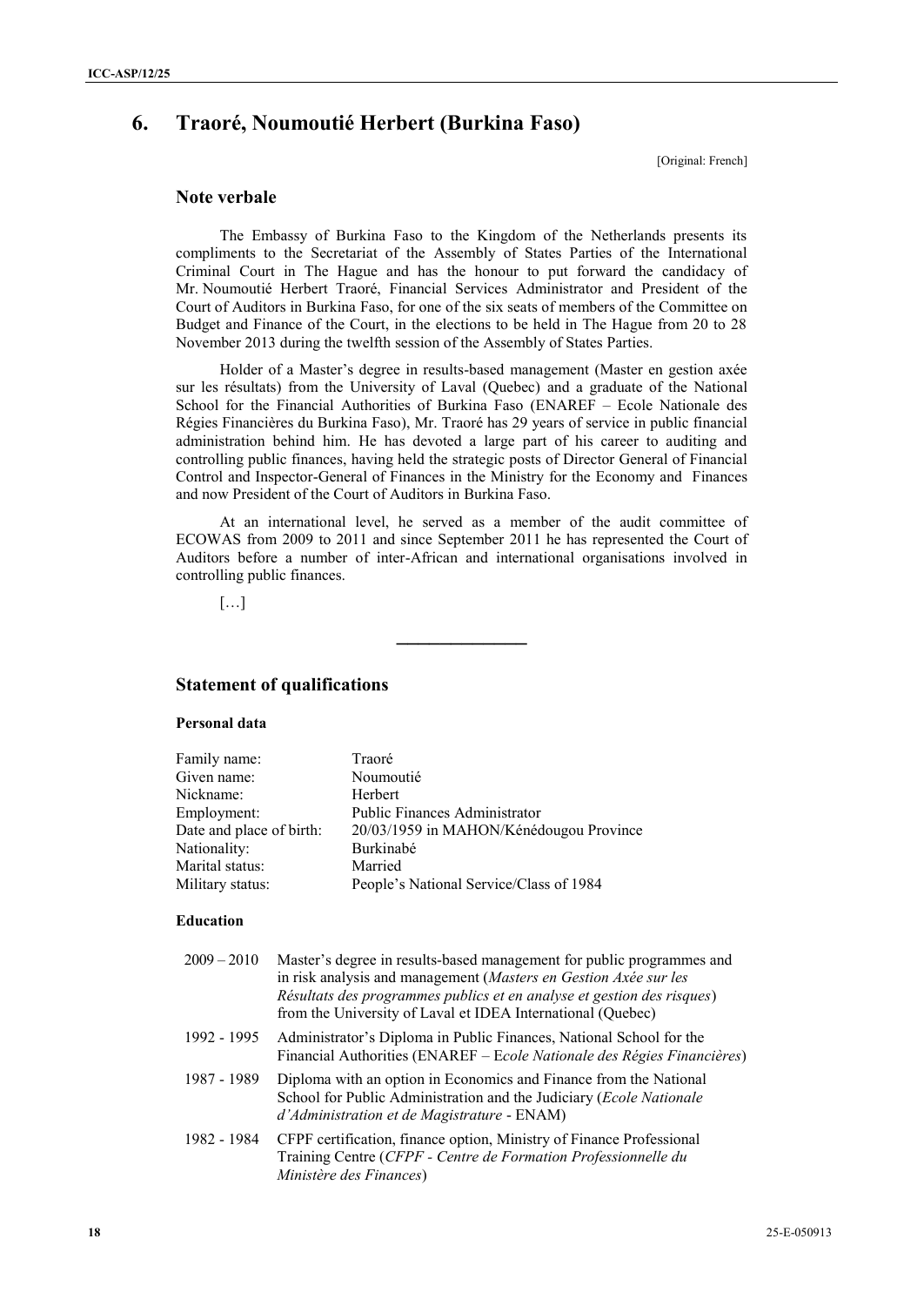## 6. Traoré, Noumoutié Herbert (Burkina Faso)

[Original: French]

### Note verbale

The Embassy of Burkina Faso to the Kingdom of the Netherlands presents its compliments to the Secretariat of the Assembly of States Parties of the International Criminal Court in The Hague and has the honour to put forward the candidacy of Mr. Noumoutié Herbert Traoré, Financial Services Administrator and President of the Court of Auditors in Burkina Faso, for one of the six seats of members of the Committee on Budget and Finance of the Court, in the elections to be held in The Hague from 20 to 28 November 2013 during the twelfth session of the Assembly of States Parties.

Holder of a Master's degree in results-based management (Master en gestion axée sur les résultats) from the University of Laval (Quebec) and a graduate of the National School for the Financial Authorities of Burkina Faso (ENAREF – Ecole Nationale des Régies Financières du Burkina Faso), Mr. Traoré has 29 years of service in public financial administration behind him. He has devoted a large part of his career to auditing and controlling public finances, having held the strategic posts of Director General of Financial Control and Inspector-General of Finances in the Ministry for the Economy and Finances and now President of the Court of Auditors in Burkina Faso.

At an international level, he served as a member of the audit committee of ECOWAS from 2009 to 2011 and since September 2011 he has represented the Court of Auditors before a number of inter-African and international organisations involved in controlling public finances.

[…]

---

### Statement of qualifications

#### Personal data

| | |
|---|---|
| Family name: | Traoré |
| Given name: | Noumoutié |
| Nickname: | Herbert |
| Employment: | Public Finances Administrator |
| Date and place of birth: | 20/03/1959 in MAHON/Kénédougou Province |
| Nationality: | Burkinabé |
| Marital status: | Married |
| Military status: | People's National Service/Class of 1984 |

#### Education

| | |
|---|---|
| 2009 – 2010 | Master's degree in results-based management for public programmes and in risk analysis and management (*Masters en Gestion Axée sur les Résultats des programmes publics et en analyse et gestion des risques*) from the University of Laval et IDEA International (Quebec) |
| 1992 - 1995 | Administrator's Diploma in Public Finances, National School for the Financial Authorities (ENAREF – E*cole Nationale des Régies Financières*) |
| 1987 - 1989 | Diploma with an option in Economics and Finance from the National School for Public Administration and the Judiciary (*Ecole Nationale d'Administration et de Magistrature* - ENAM) |
| 1982 - 1984 | CFPF certification, finance option, Ministry of Finance Professional Training Centre (*CFPF - Centre de Formation Professionnelle du Ministère des Finances*) |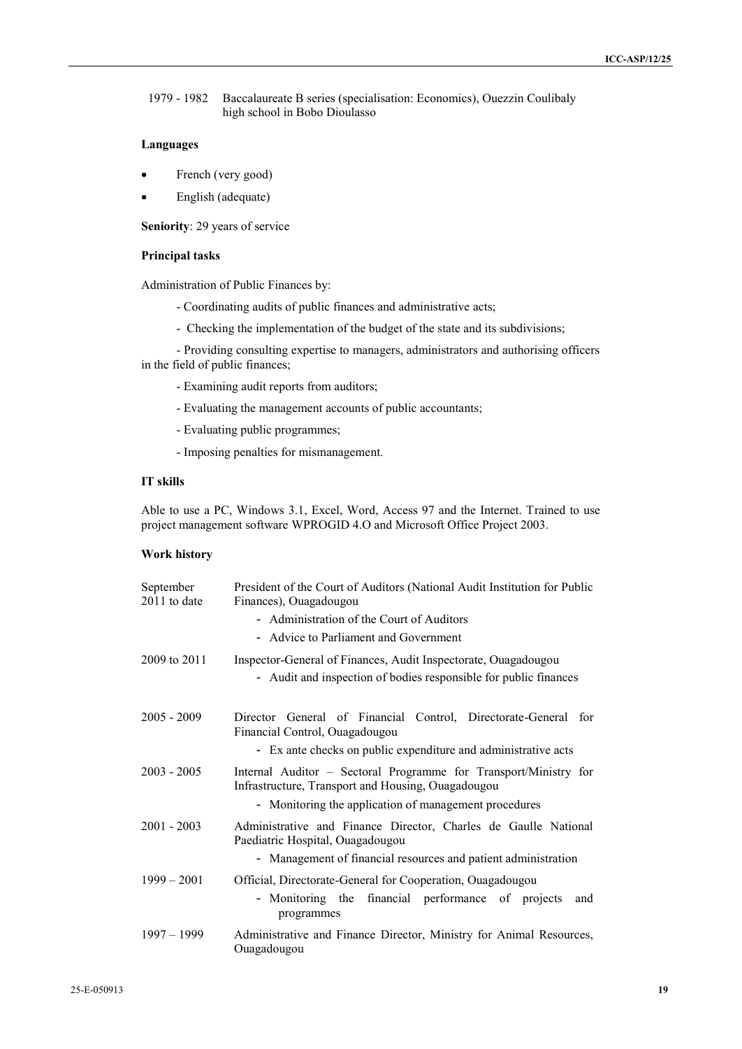| | |
|---|---|
| 1979 - 1982 | Baccalaureate B series (specialisation: Economics), Ouezzin Coulibaly high school in Bobo Dioulasso |

**Languages**

- French (very good)
- English (adequate)

**Seniority**: 29 years of service

**Principal tasks**

Administration of Public Finances by:

- Coordinating audits of public finances and administrative acts;
- Checking the implementation of the budget of the state and its subdivisions;
- Providing consulting expertise to managers, administrators and authorising officers in the field of public finances;
- Examining audit reports from auditors;
- Evaluating the management accounts of public accountants;
- Evaluating public programmes;
- Imposing penalties for mismanagement.

**IT skills**

Able to use a PC, Windows 3.1, Excel, Word, Access 97 and the Internet. Trained to use project management software WPROGID 4.O and Microsoft Office Project 2003.

**Work history**

| | |
|---|---|
| September 2011 to date | President of the Court of Auditors (National Audit Institution for Public Finances), Ouagadougou<br>- Administration of the Court of Auditors<br>- Advice to Parliament and Government |
| 2009 to 2011 | Inspector-General of Finances, Audit Inspectorate, Ouagadougou<br>- Audit and inspection of bodies responsible for public finances |
| 2005 - 2009 | Director General of Financial Control, Directorate-General for Financial Control, Ouagadougou<br>- Ex ante checks on public expenditure and administrative acts |
| 2003 - 2005 | Internal Auditor – Sectoral Programme for Transport/Ministry for Infrastructure, Transport and Housing, Ouagadougou<br>- Monitoring the application of management procedures |
| 2001 - 2003 | Administrative and Finance Director, Charles de Gaulle National Paediatric Hospital, Ouagadougou<br>- Management of financial resources and patient administration |
| 1999 – 2001 | Official, Directorate-General for Cooperation, Ouagadougou<br>- Monitoring the financial performance of projects and programmes |
| 1997 – 1999 | Administrative and Finance Director, Ministry for Animal Resources, Ouagadougou |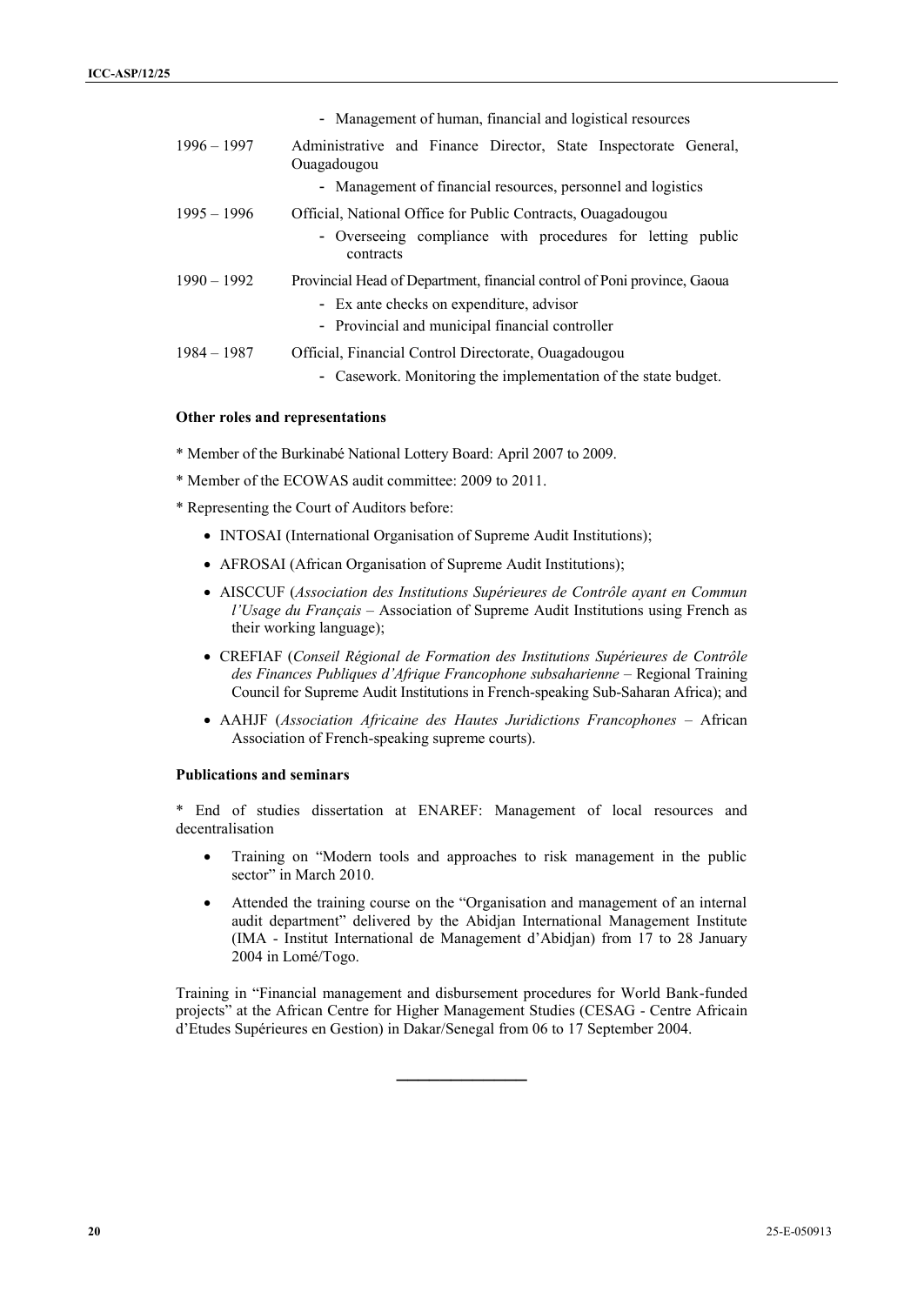- Management of human, financial and logistical resources

1996 – 1997 Administrative and Finance Director, State Inspectorate General, Ouagadougou

- Management of financial resources, personnel and logistics

1995 – 1996 Official, National Office for Public Contracts, Ouagadougou

- Overseeing compliance with procedures for letting public contracts

1990 – 1992 Provincial Head of Department, financial control of Poni province, Gaoua

- Ex ante checks on expenditure, advisor
- Provincial and municipal financial controller

1984 – 1987 Official, Financial Control Directorate, Ouagadougou

- Casework. Monitoring the implementation of the state budget.

**Other roles and representations**

* Member of the Burkinabé National Lottery Board: April 2007 to 2009.

* Member of the ECOWAS audit committee: 2009 to 2011.

* Representing the Court of Auditors before:

- INTOSAI (International Organisation of Supreme Audit Institutions);
- AFROSAI (African Organisation of Supreme Audit Institutions);
- AISCCUF (*Association des Institutions Supérieures de Contrôle ayant en Commun l'Usage du Français* – Association of Supreme Audit Institutions using French as their working language);
- CREFIAF (*Conseil Régional de Formation des Institutions Supérieures de Contrôle des Finances Publiques d'Afrique Francophone subsaharienne* – Regional Training Council for Supreme Audit Institutions in French-speaking Sub-Saharan Africa); and
- AAHJF (*Association Africaine des Hautes Juridictions Francophones* – African Association of French-speaking supreme courts).

**Publications and seminars**

* End of studies dissertation at ENAREF: Management of local resources and decentralisation

- Training on "Modern tools and approaches to risk management in the public sector" in March 2010.
- Attended the training course on the "Organisation and management of an internal audit department" delivered by the Abidjan International Management Institute (IMA - Institut International de Management d'Abidjan) from 17 to 28 January 2004 in Lomé/Togo.

Training in "Financial management and disbursement procedures for World Bank-funded projects" at the African Centre for Higher Management Studies (CESAG - Centre Africain d'Etudes Supérieures en Gestion) in Dakar/Senegal from 06 to 17 September 2004.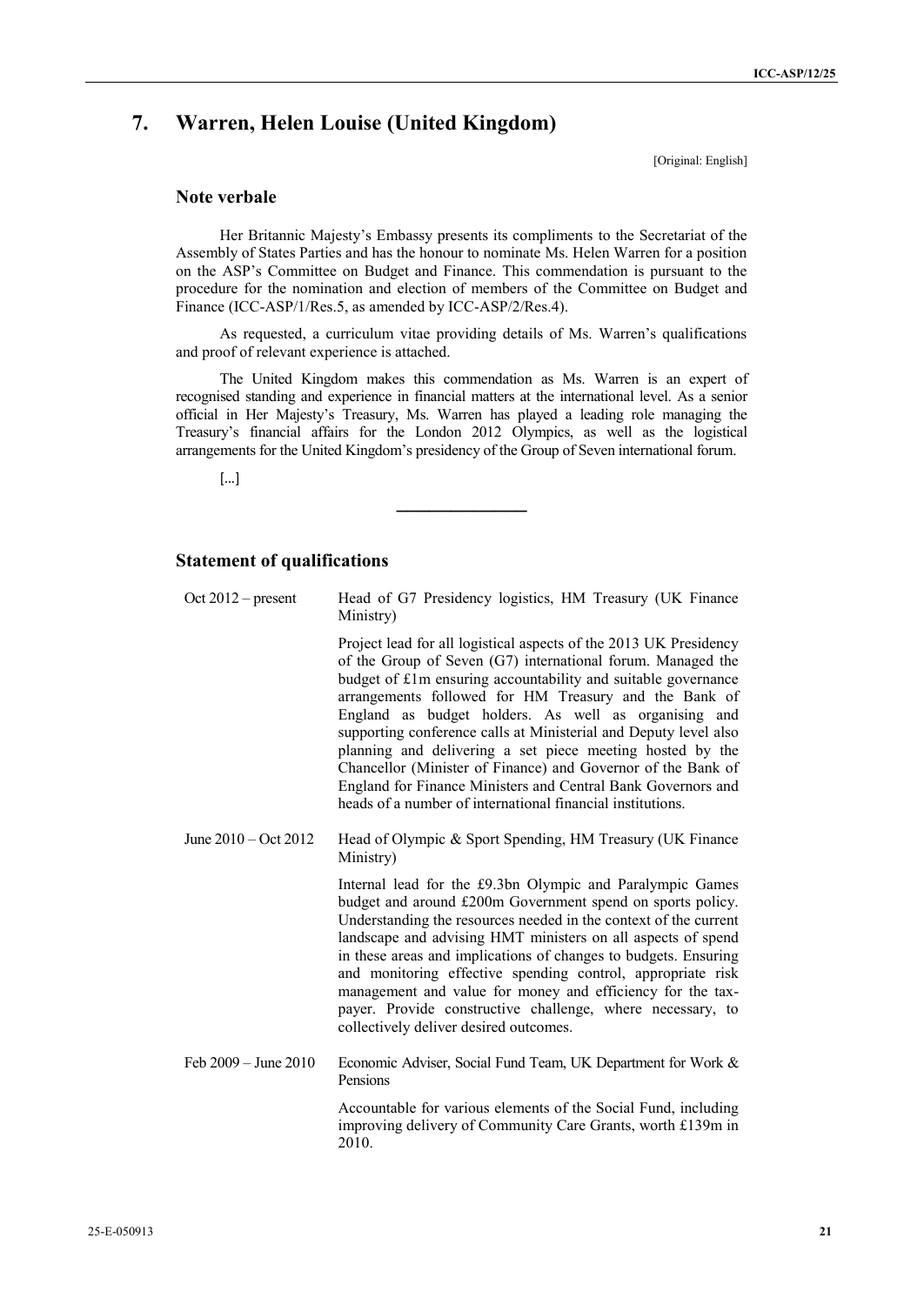## 7. Warren, Helen Louise (United Kingdom)

[Original: English]

### Note verbale

Her Britannic Majesty's Embassy presents its compliments to the Secretariat of the Assembly of States Parties and has the honour to nominate Ms. Helen Warren for a position on the ASP's Committee on Budget and Finance. This commendation is pursuant to the procedure for the nomination and election of members of the Committee on Budget and Finance (ICC-ASP/1/Res.5, as amended by ICC-ASP/2/Res.4).

As requested, a curriculum vitae providing details of Ms. Warren's qualifications and proof of relevant experience is attached.

The United Kingdom makes this commendation as Ms. Warren is an expert of recognised standing and experience in financial matters at the international level. As a senior official in Her Majesty's Treasury, Ms. Warren has played a leading role managing the Treasury's financial affairs for the London 2012 Olympics, as well as the logistical arrangements for the United Kingdom's presidency of the Group of Seven international forum.

[...]

---

### Statement of qualifications

| | |
|---|---|
| Oct 2012 – present | Head of G7 Presidency logistics, HM Treasury (UK Finance Ministry) |
| | Project lead for all logistical aspects of the 2013 UK Presidency of the Group of Seven (G7) international forum. Managed the budget of £1m ensuring accountability and suitable governance arrangements followed for HM Treasury and the Bank of England as budget holders. As well as organising and supporting conference calls at Ministerial and Deputy level also planning and delivering a set piece meeting hosted by the Chancellor (Minister of Finance) and Governor of the Bank of England for Finance Ministers and Central Bank Governors and heads of a number of international financial institutions. |
| June 2010 – Oct 2012 | Head of Olympic & Sport Spending, HM Treasury (UK Finance Ministry) |
| | Internal lead for the £9.3bn Olympic and Paralympic Games budget and around £200m Government spend on sports policy. Understanding the resources needed in the context of the current landscape and advising HMT ministers on all aspects of spend in these areas and implications of changes to budgets. Ensuring and monitoring effective spending control, appropriate risk management and value for money and efficiency for the tax-payer. Provide constructive challenge, where necessary, to collectively deliver desired outcomes. |
| Feb 2009 – June 2010 | Economic Adviser, Social Fund Team, UK Department for Work & Pensions |
| | Accountable for various elements of the Social Fund, including improving delivery of Community Care Grants, worth £139m in 2010. |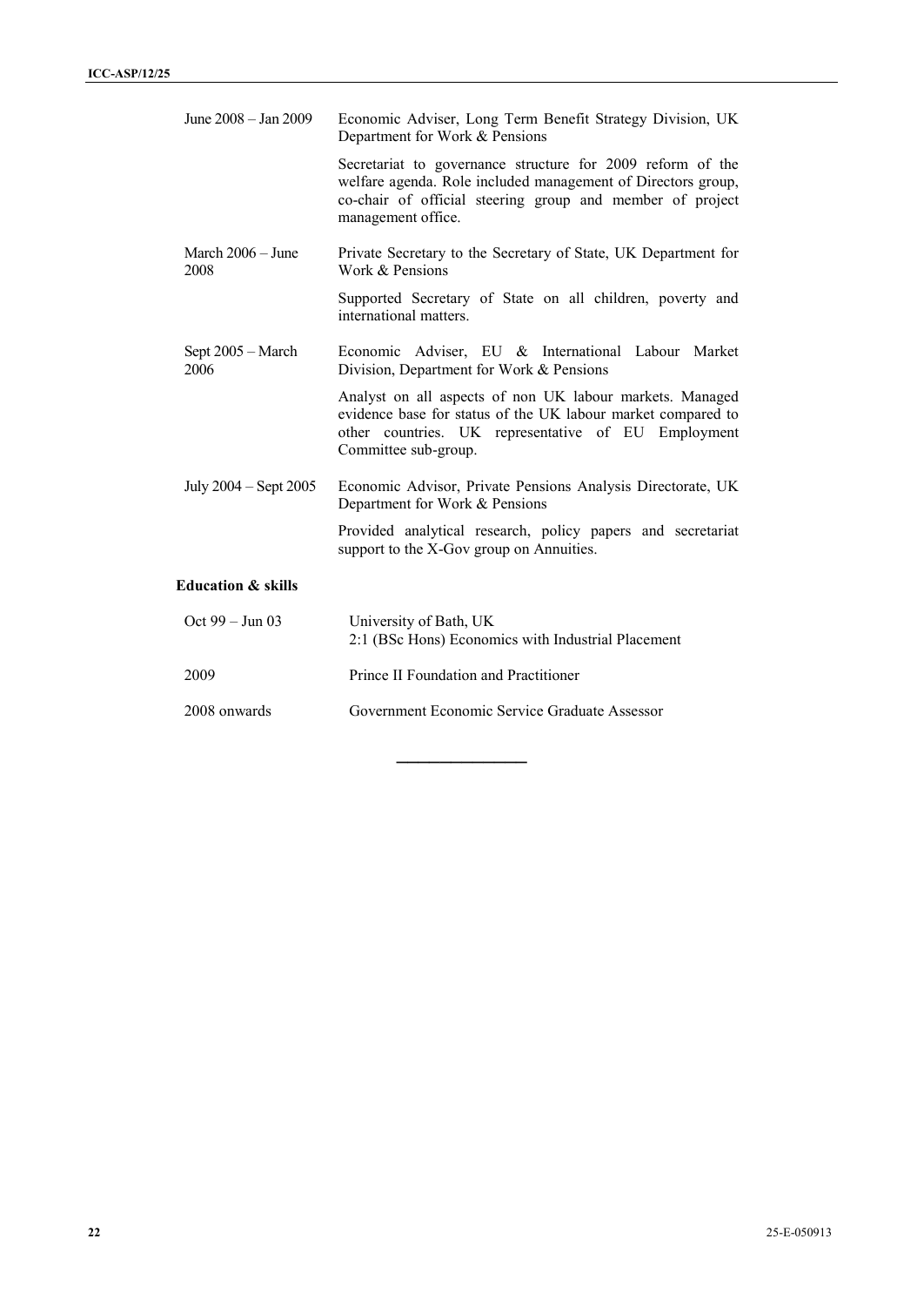| | |
|---|---|
| June 2008 – Jan 2009 | Economic Adviser, Long Term Benefit Strategy Division, UK Department for Work & Pensions |
| | Secretariat to governance structure for 2009 reform of the welfare agenda. Role included management of Directors group, co-chair of official steering group and member of project management office. |
| March 2006 – June 2008 | Private Secretary to the Secretary of State, UK Department for Work & Pensions |
| | Supported Secretary of State on all children, poverty and international matters. |
| Sept 2005 – March 2006 | Economic Adviser, EU & International Labour Market Division, Department for Work & Pensions |
| | Analyst on all aspects of non UK labour markets. Managed evidence base for status of the UK labour market compared to other countries. UK representative of EU Employment Committee sub-group. |
| July 2004 – Sept 2005 | Economic Advisor, Private Pensions Analysis Directorate, UK Department for Work & Pensions |
| | Provided analytical research, policy papers and secretariat support to the X-Gov group on Annuities. |

**Education & skills**

| | |
|---|---|
| Oct 99 – Jun 03 | University of Bath, UK<br>2:1 (BSc Hons) Economics with Industrial Placement |
| 2009 | Prince II Foundation and Practitioner |
| 2008 onwards | Government Economic Service Graduate Assessor |